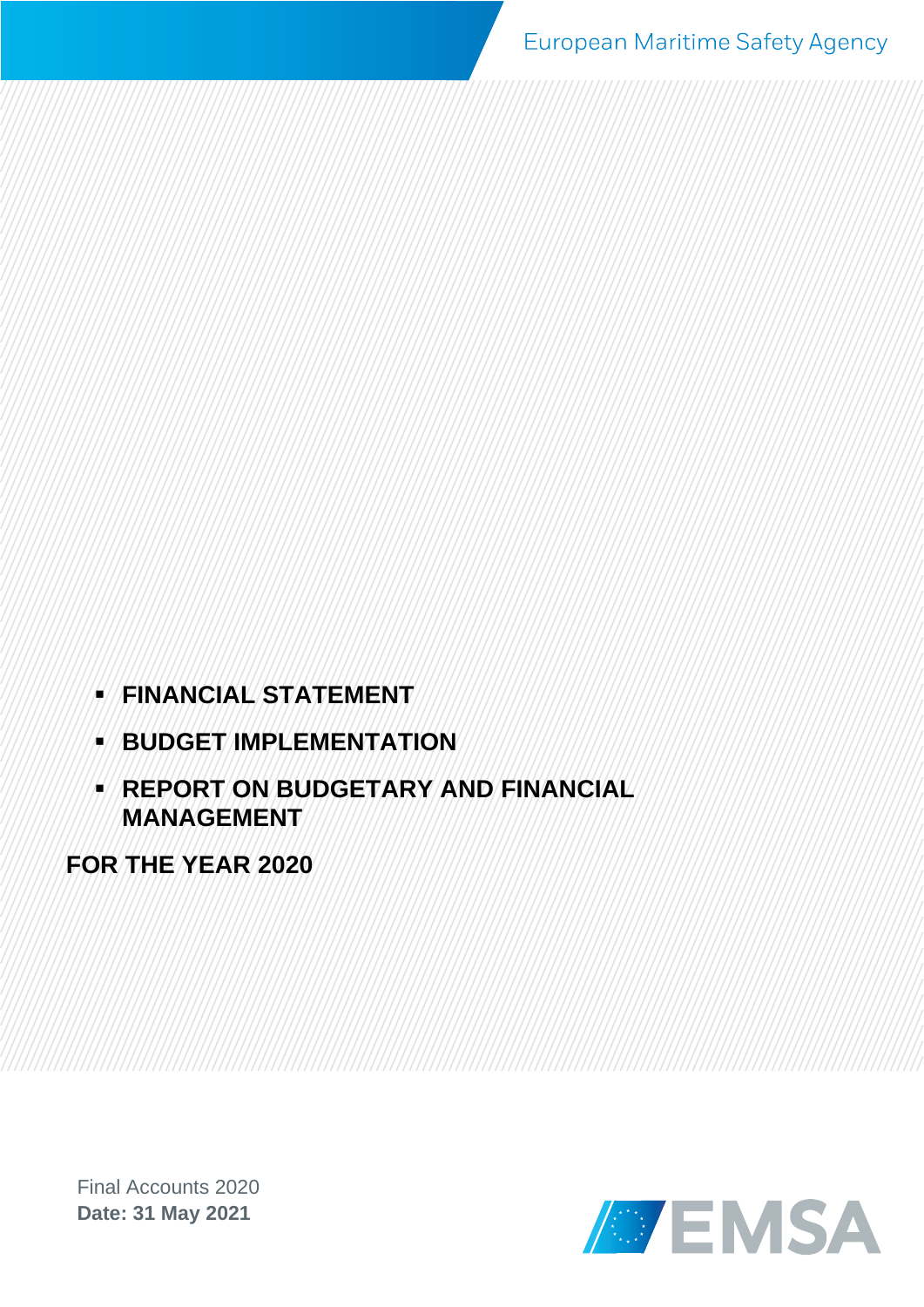European Maritime Safety Agency

- **FINANCIAL STATEMENT**
- **BUDGET IMPLEMENTATION**
- **REPORT ON BUDGETARY AND FINANCIAL MANAGEMENT**

**FOR THE YEAR 2020**

Final Accounts 2020
**Date: 31 May 2021**

EMSA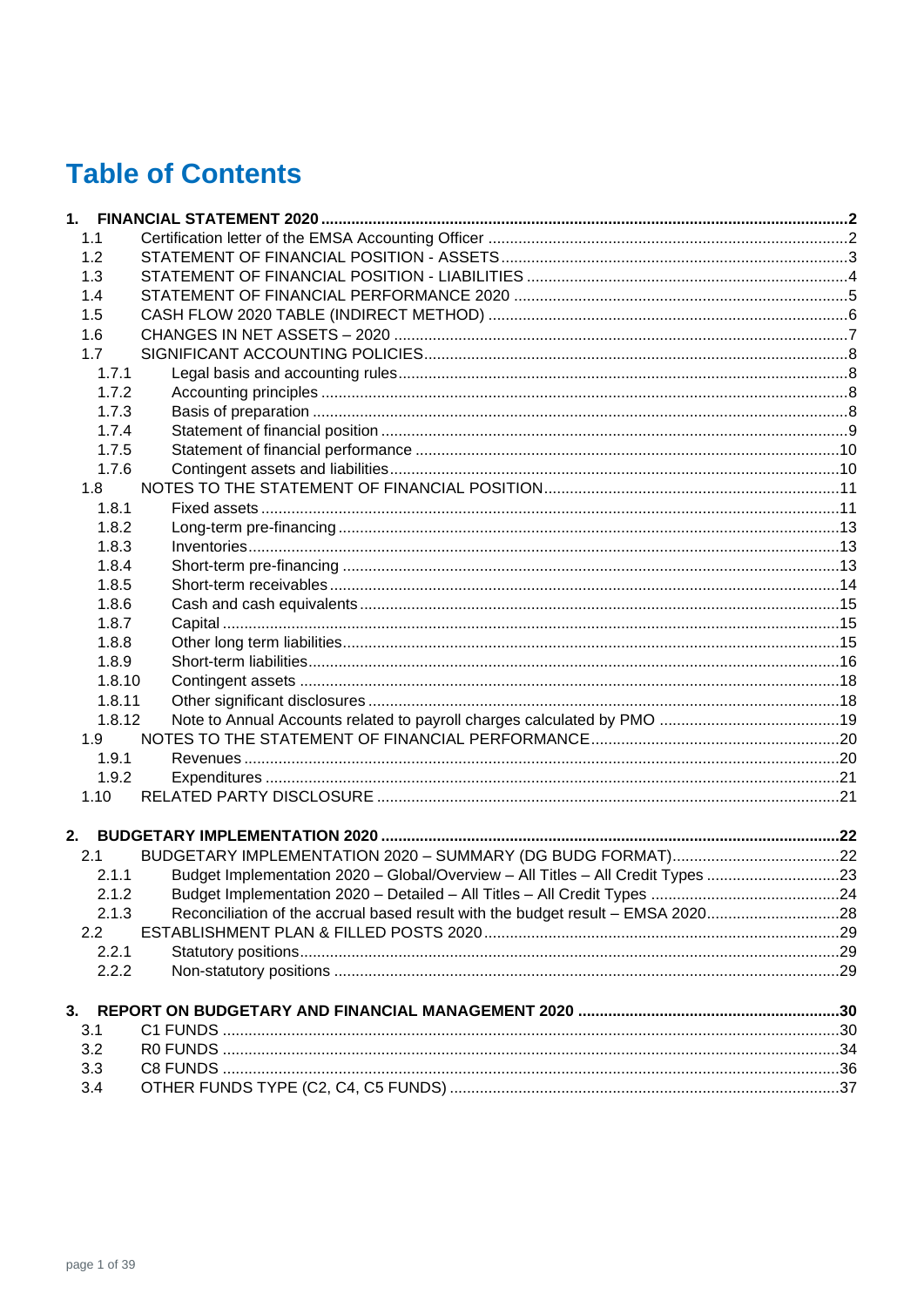# Table of Contents

- **1. FINANCIAL STATEMENT 2020** ..... 2
  - 1.1 Certification letter of the EMSA Accounting Officer ..... 2
  - 1.2 STATEMENT OF FINANCIAL POSITION - ASSETS ..... 3
  - 1.3 STATEMENT OF FINANCIAL POSITION - LIABILITIES ..... 4
  - 1.4 STATEMENT OF FINANCIAL PERFORMANCE 2020 ..... 5
  - 1.5 CASH FLOW 2020 TABLE (INDIRECT METHOD) ..... 6
  - 1.6 CHANGES IN NET ASSETS – 2020 ..... 7
  - 1.7 SIGNIFICANT ACCOUNTING POLICIES ..... 8
    - 1.7.1 Legal basis and accounting rules ..... 8
    - 1.7.2 Accounting principles ..... 8
    - 1.7.3 Basis of preparation ..... 8
    - 1.7.4 Statement of financial position ..... 9
    - 1.7.5 Statement of financial performance ..... 10
    - 1.7.6 Contingent assets and liabilities ..... 10
  - 1.8 NOTES TO THE STATEMENT OF FINANCIAL POSITION ..... 11
    - 1.8.1 Fixed assets ..... 11
    - 1.8.2 Long-term pre-financing ..... 13
    - 1.8.3 Inventories ..... 13
    - 1.8.4 Short-term pre-financing ..... 13
    - 1.8.5 Short-term receivables ..... 14
    - 1.8.6 Cash and cash equivalents ..... 15
    - 1.8.7 Capital ..... 15
    - 1.8.8 Other long term liabilities ..... 15
    - 1.8.9 Short-term liabilities ..... 16
    - 1.8.10 Contingent assets ..... 18
    - 1.8.11 Other significant disclosures ..... 18
    - 1.8.12 Note to Annual Accounts related to payroll charges calculated by PMO ..... 19
  - 1.9 NOTES TO THE STATEMENT OF FINANCIAL PERFORMANCE ..... 20
    - 1.9.1 Revenues ..... 20
    - 1.9.2 Expenditures ..... 21
  - 1.10 RELATED PARTY DISCLOSURE ..... 21
- **2. BUDGETARY IMPLEMENTATION 2020** ..... 22
  - 2.1 BUDGETARY IMPLEMENTATION 2020 – SUMMARY (DG BUDG FORMAT) ..... 22
    - 2.1.1 Budget Implementation 2020 – Global/Overview – All Titles – All Credit Types ..... 23
    - 2.1.2 Budget Implementation 2020 – Detailed – All Titles – All Credit Types ..... 24
    - 2.1.3 Reconciliation of the accrual based result with the budget result – EMSA 2020 ..... 28
  - 2.2 ESTABLISHMENT PLAN & FILLED POSTS 2020 ..... 29
    - 2.2.1 Statutory positions ..... 29
    - 2.2.2 Non-statutory positions ..... 29
- **3. REPORT ON BUDGETARY AND FINANCIAL MANAGEMENT 2020** ..... 30
  - 3.1 C1 FUNDS ..... 30
  - 3.2 R0 FUNDS ..... 34
  - 3.3 C8 FUNDS ..... 36
  - 3.4 OTHER FUNDS TYPE (C2, C4, C5 FUNDS) ..... 37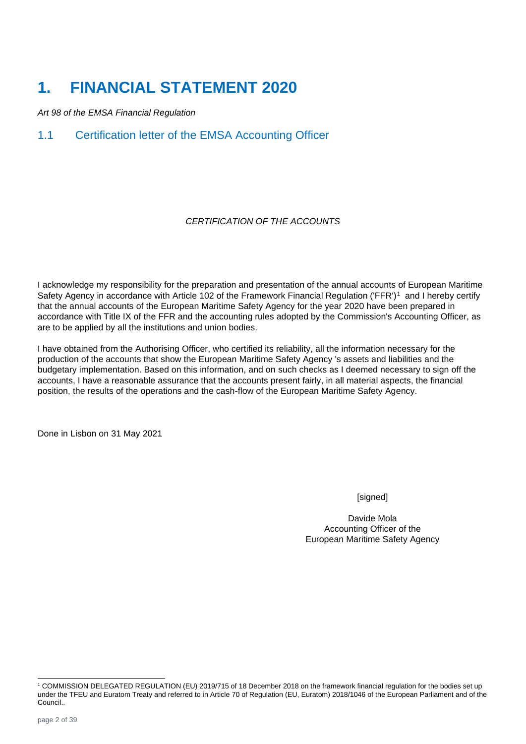# 1. FINANCIAL STATEMENT 2020

*Art 98 of the EMSA Financial Regulation*

## 1.1 Certification letter of the EMSA Accounting Officer

*CERTIFICATION OF THE ACCOUNTS*

I acknowledge my responsibility for the preparation and presentation of the annual accounts of European Maritime Safety Agency in accordance with Article 102 of the Framework Financial Regulation ('FFR')[1] and I hereby certify that the annual accounts of the European Maritime Safety Agency for the year 2020 have been prepared in accordance with Title IX of the FFR and the accounting rules adopted by the Commission's Accounting Officer, as are to be applied by all the institutions and union bodies.

I have obtained from the Authorising Officer, who certified its reliability, all the information necessary for the production of the accounts that show the European Maritime Safety Agency 's assets and liabilities and the budgetary implementation. Based on this information, and on such checks as I deemed necessary to sign off the accounts, I have a reasonable assurance that the accounts present fairly, in all material aspects, the financial position, the results of the operations and the cash-flow of the European Maritime Safety Agency.

Done in Lisbon on 31 May 2021

[signed]

Davide Mola
Accounting Officer of the
European Maritime Safety Agency

[1] COMMISSION DELEGATED REGULATION (EU) 2019/715 of 18 December 2018 on the framework financial regulation for the bodies set up under the TFEU and Euratom Treaty and referred to in Article 70 of Regulation (EU, Euratom) 2018/1046 of the European Parliament and of the Council..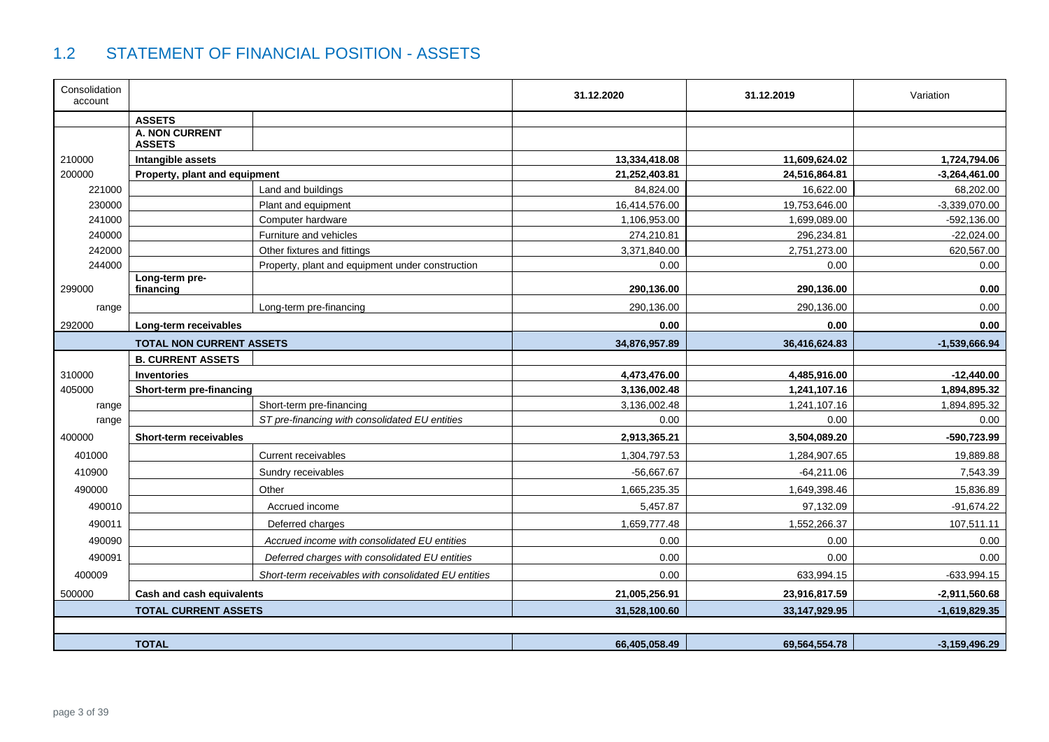## 1.2 STATEMENT OF FINANCIAL POSITION - ASSETS

| Consolidation account | | | 31.12.2020 | 31.12.2019 | Variation |
|---|---|---|---|---|---|
| | **ASSETS** | | | | |
| | **A. NON CURRENT ASSETS** | | | | |
| 210000 | **Intangible assets** | | **13,334,418.08** | **11,609,624.02** | **1,724,794.06** |
| 200000 | **Property, plant and equipment** | | **21,252,403.81** | **24,516,864.81** | **-3,264,461.00** |
| 221000 | | Land and buildings | 84,824.00 | 16,622.00 | 68,202.00 |
| 230000 | | Plant and equipment | 16,414,576.00 | 19,753,646.00 | -3,339,070.00 |
| 241000 | | Computer hardware | 1,106,953.00 | 1,699,089.00 | -592,136.00 |
| 240000 | | Furniture and vehicles | 274,210.81 | 296,234.81 | -22,024.00 |
| 242000 | | Other fixtures and fittings | 3,371,840.00 | 2,751,273.00 | 620,567.00 |
| 244000 | | Property, plant and equipment under construction | 0.00 | 0.00 | 0.00 |
| 299000 | **Long-term pre-financing** | | **290,136.00** | **290,136.00** | **0.00** |
| range | | Long-term pre-financing | 290,136.00 | 290,136.00 | 0.00 |
| 292000 | **Long-term receivables** | | **0.00** | **0.00** | **0.00** |
| | **TOTAL NON CURRENT ASSETS** | | **34,876,957.89** | **36,416,624.83** | **-1,539,666.94** |
| | **B. CURRENT ASSETS** | | | | |
| 310000 | **Inventories** | | **4,473,476.00** | **4,485,916.00** | **-12,440.00** |
| 405000 | **Short-term pre-financing** | | **3,136,002.48** | **1,241,107.16** | **1,894,895.32** |
| range | | Short-term pre-financing | 3,136,002.48 | 1,241,107.16 | 1,894,895.32 |
| range | | *ST pre-financing with consolidated EU entities* | 0.00 | 0.00 | 0.00 |
| 400000 | **Short-term receivables** | | **2,913,365.21** | **3,504,089.20** | **-590,723.99** |
| 401000 | | Current receivables | 1,304,797.53 | 1,284,907.65 | 19,889.88 |
| 410900 | | Sundry receivables | -56,667.67 | -64,211.06 | 7,543.39 |
| 490000 | | Other | 1,665,235.35 | 1,649,398.46 | 15,836.89 |
| 490010 | | Accrued income | 5,457.87 | 97,132.09 | -91,674.22 |
| 490011 | | Deferred charges | 1,659,777.48 | 1,552,266.37 | 107,511.11 |
| 490090 | | *Accrued income with consolidated EU entities* | 0.00 | 0.00 | 0.00 |
| 490091 | | *Deferred charges with consolidated EU entities* | 0.00 | 0.00 | 0.00 |
| 400009 | | *Short-term receivables with consolidated EU entities* | 0.00 | 633,994.15 | -633,994.15 |
| 500000 | **Cash and cash equivalents** | | **21,005,256.91** | **23,916,817.59** | **-2,911,560.68** |
| | **TOTAL CURRENT ASSETS** | | **31,528,100.60** | **33,147,929.95** | **-1,619,829.35** |
| | | | | | |
| | **TOTAL** | | **66,405,058.49** | **69,564,554.78** | **-3,159,496.29** |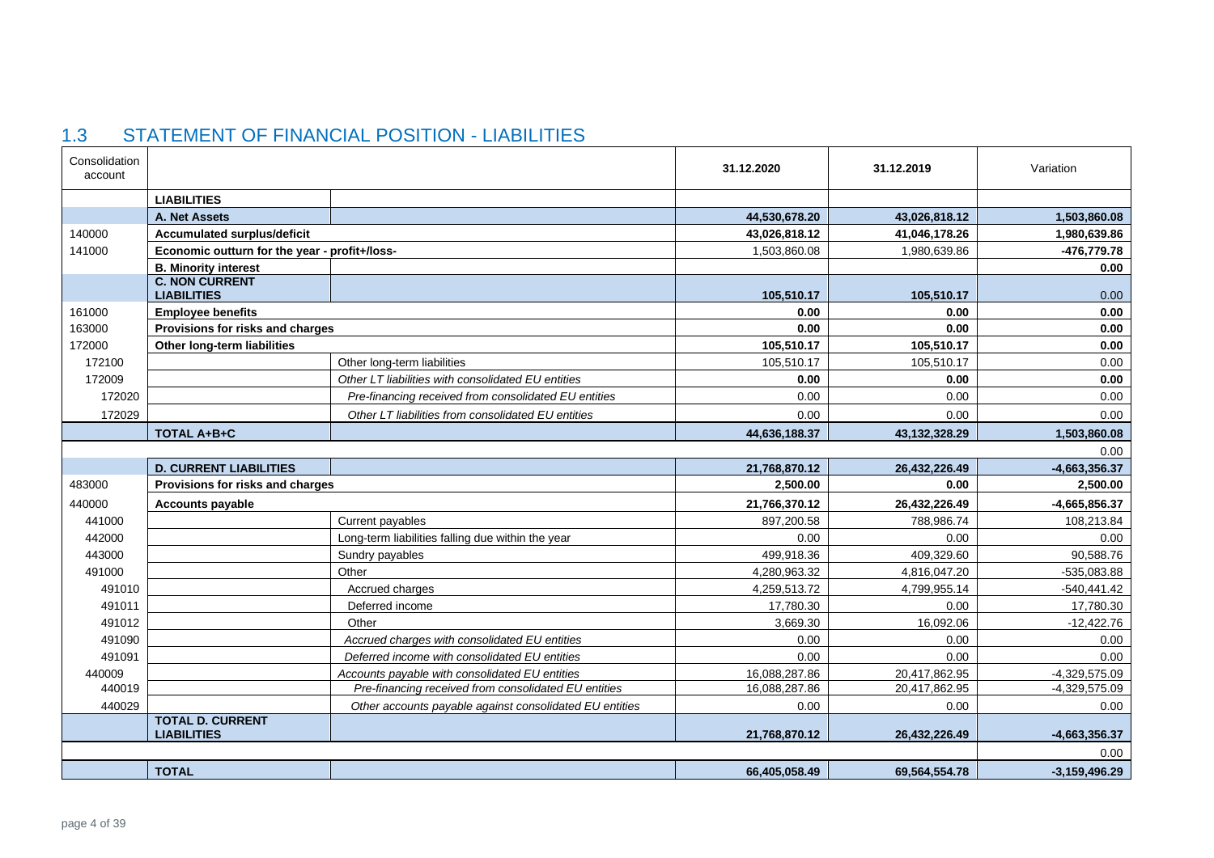## 1.3 STATEMENT OF FINANCIAL POSITION - LIABILITIES

| Consolidation account | | | 31.12.2020 | 31.12.2019 | Variation |
|---|---|---|---|---|---|
| | **LIABILITIES** | | | | |
| | **A. Net Assets** | | **44,530,678.20** | **43,026,818.12** | **1,503,860.08** |
| 140000 | **Accumulated surplus/deficit** | | **43,026,818.12** | **41,046,178.26** | **1,980,639.86** |
| 141000 | **Economic outturn for the year - profit+/loss-** | | 1,503,860.08 | 1,980,639.86 | **-476,779.78** |
| | **B. Minority interest** | | | | **0.00** |
| | **C. NON CURRENT LIABILITIES** | | **105,510.17** | **105,510.17** | 0.00 |
| 161000 | **Employee benefits** | | **0.00** | **0.00** | **0.00** |
| 163000 | **Provisions for risks and charges** | | **0.00** | **0.00** | **0.00** |
| 172000 | **Other long-term liabilities** | | **105,510.17** | **105,510.17** | **0.00** |
| 172100 | | Other long-term liabilities | 105,510.17 | 105,510.17 | 0.00 |
| 172009 | | *Other LT liabilities with consolidated EU entities* | **0.00** | **0.00** | **0.00** |
| 172020 | | *Pre-financing received from consolidated EU entities* | 0.00 | 0.00 | 0.00 |
| 172029 | | *Other LT liabilities from consolidated EU entities* | 0.00 | 0.00 | 0.00 |
| | **TOTAL A+B+C** | | **44,636,188.37** | **43,132,328.29** | **1,503,860.08** |
| | | | | | 0.00 |
| | **D. CURRENT LIABILITIES** | | **21,768,870.12** | **26,432,226.49** | **-4,663,356.37** |
| 483000 | **Provisions for risks and charges** | | **2,500.00** | **0.00** | **2,500.00** |
| 440000 | **Accounts payable** | | **21,766,370.12** | **26,432,226.49** | **-4,665,856.37** |
| 441000 | | Current payables | 897,200.58 | 788,986.74 | 108,213.84 |
| 442000 | | Long-term liabilities falling due within the year | 0.00 | 0.00 | 0.00 |
| 443000 | | Sundry payables | 499,918.36 | 409,329.60 | 90,588.76 |
| 491000 | | Other | 4,280,963.32 | 4,816,047.20 | -535,083.88 |
| 491010 | | Accrued charges | 4,259,513.72 | 4,799,955.14 | -540,441.42 |
| 491011 | | Deferred income | 17,780.30 | 0.00 | 17,780.30 |
| 491012 | | Other | 3,669.30 | 16,092.06 | -12,422.76 |
| 491090 | | *Accrued charges with consolidated EU entities* | 0.00 | 0.00 | 0.00 |
| 491091 | | *Deferred income with consolidated EU entities* | 0.00 | 0.00 | 0.00 |
| 440009 | | *Accounts payable with consolidated EU entities* | 16,088,287.86 | 20,417,862.95 | -4,329,575.09 |
| 440019 | | *Pre-financing received from consolidated EU entities* | 16,088,287.86 | 20,417,862.95 | -4,329,575.09 |
| 440029 | | *Other accounts payable against consolidated EU entities* | 0.00 | 0.00 | 0.00 |
| | **TOTAL D. CURRENT LIABILITIES** | | **21,768,870.12** | **26,432,226.49** | **-4,663,356.37** |
| | | | | | 0.00 |
| | **TOTAL** | | **66,405,058.49** | **69,564,554.78** | **-3,159,496.29** |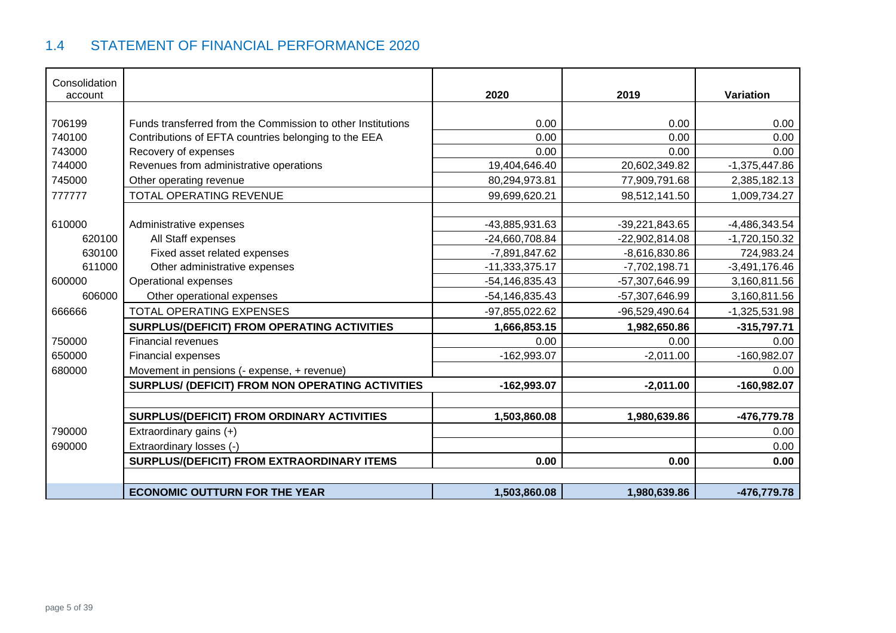## 1.4 STATEMENT OF FINANCIAL PERFORMANCE 2020

| Consolidation account | | 2020 | 2019 | Variation |
|---|---|---|---|---|
| 706199 | Funds transferred from the Commission to other Institutions | 0.00 | 0.00 | 0.00 |
| 740100 | Contributions of EFTA countries belonging to the EEA | 0.00 | 0.00 | 0.00 |
| 743000 | Recovery of expenses | 0.00 | 0.00 | 0.00 |
| 744000 | Revenues from administrative operations | 19,404,646.40 | 20,602,349.82 | -1,375,447.86 |
| 745000 | Other operating revenue | 80,294,973.81 | 77,909,791.68 | 2,385,182.13 |
| 777777 | TOTAL OPERATING REVENUE | 99,699,620.21 | 98,512,141.50 | 1,009,734.27 |
| | | | | |
| 610000 | Administrative expenses | -43,885,931.63 | -39,221,843.65 | -4,486,343.54 |
| 620100 | All Staff expenses | -24,660,708.84 | -22,902,814.08 | -1,720,150.32 |
| 630100 | Fixed asset related expenses | -7,891,847.62 | -8,616,830.86 | 724,983.24 |
| 611000 | Other administrative expenses | -11,333,375.17 | -7,702,198.71 | -3,491,176.46 |
| 600000 | Operational expenses | -54,146,835.43 | -57,307,646.99 | 3,160,811.56 |
| 606000 | Other operational expenses | -54,146,835.43 | -57,307,646.99 | 3,160,811.56 |
| 666666 | TOTAL OPERATING EXPENSES | -97,855,022.62 | -96,529,490.64 | -1,325,531.98 |
| | **SURPLUS/(DEFICIT) FROM OPERATING ACTIVITIES** | **1,666,853.15** | **1,982,650.86** | **-315,797.71** |
| 750000 | Financial revenues | 0.00 | 0.00 | 0.00 |
| 650000 | Financial expenses | -162,993.07 | -2,011.00 | -160,982.07 |
| 680000 | Movement in pensions (- expense, + revenue) | | | 0.00 |
| | **SURPLUS/ (DEFICIT) FROM NON OPERATING ACTIVITIES** | **-162,993.07** | **-2,011.00** | **-160,982.07** |
| | | | | |
| | **SURPLUS/(DEFICIT) FROM ORDINARY ACTIVITIES** | **1,503,860.08** | **1,980,639.86** | **-476,779.78** |
| 790000 | Extraordinary gains (+) | | | 0.00 |
| 690000 | Extraordinary losses (-) | | | 0.00 |
| | **SURPLUS/(DEFICIT) FROM EXTRAORDINARY ITEMS** | **0.00** | **0.00** | **0.00** |
| | | | | |
| | **ECONOMIC OUTTURN FOR THE YEAR** | **1,503,860.08** | **1,980,639.86** | **-476,779.78** |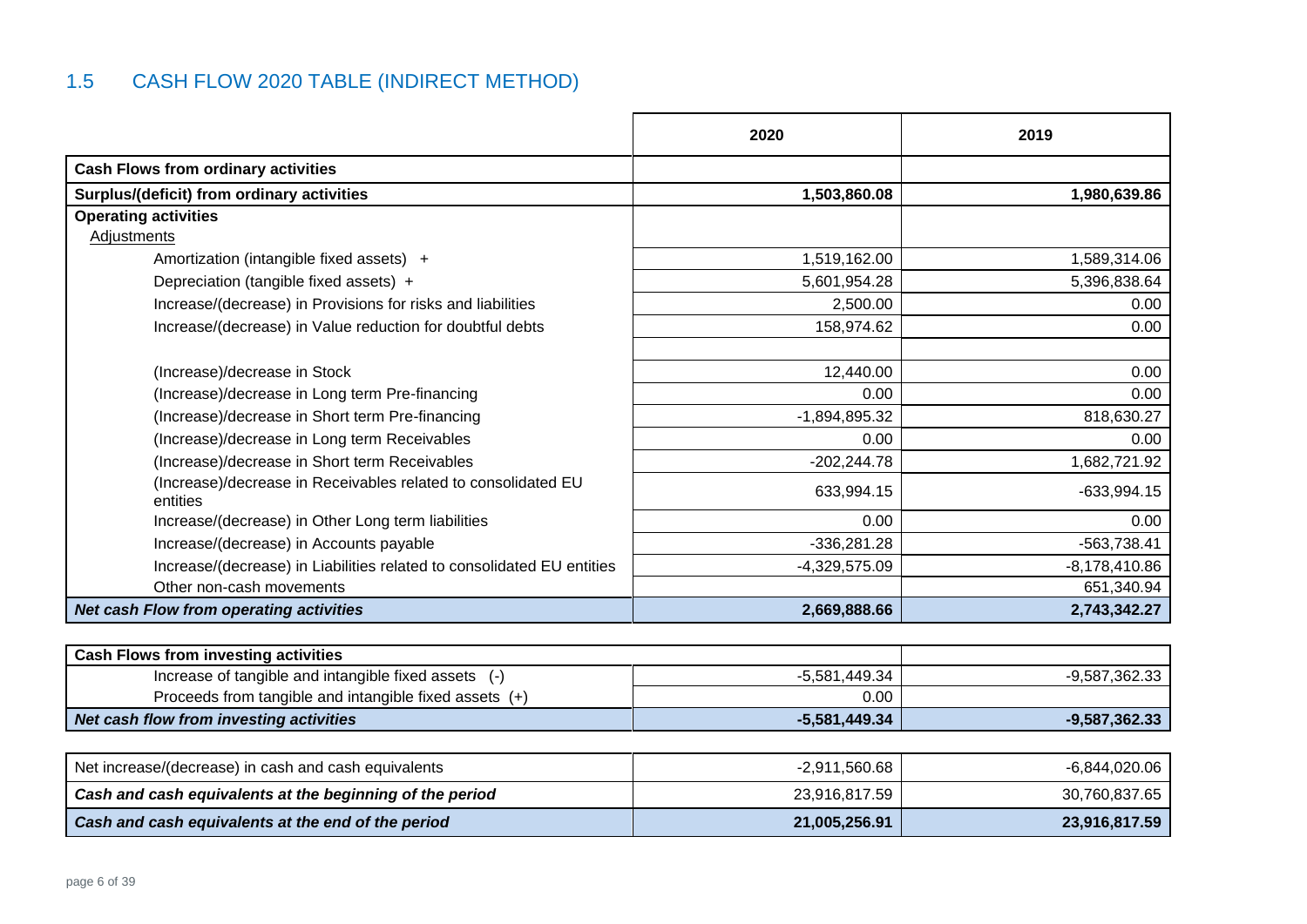## 1.5 CASH FLOW 2020 TABLE (INDIRECT METHOD)

| | 2020 | 2019 |
|---|---|---|
| **Cash Flows from ordinary activities** | | |
| **Surplus/(deficit) from ordinary activities** | **1,503,860.08** | **1,980,639.86** |
| **Operating activities** | | |
| Adjustments | | |
| Amortization (intangible fixed assets) + | 1,519,162.00 | 1,589,314.06 |
| Depreciation (tangible fixed assets) + | 5,601,954.28 | 5,396,838.64 |
| Increase/(decrease) in Provisions for risks and liabilities | 2,500.00 | 0.00 |
| Increase/(decrease) in Value reduction for doubtful debts | 158,974.62 | 0.00 |
| | | |
| (Increase)/decrease in Stock | 12,440.00 | 0.00 |
| (Increase)/decrease in Long term Pre-financing | 0.00 | 0.00 |
| (Increase)/decrease in Short term Pre-financing | -1,894,895.32 | 818,630.27 |
| (Increase)/decrease in Long term Receivables | 0.00 | 0.00 |
| (Increase)/decrease in Short term Receivables | -202,244.78 | 1,682,721.92 |
| (Increase)/decrease in Receivables related to consolidated EU entities | 633,994.15 | -633,994.15 |
| Increase/(decrease) in Other Long term liabilities | 0.00 | 0.00 |
| Increase/(decrease) in Accounts payable | -336,281.28 | -563,738.41 |
| Increase/(decrease) in Liabilities related to consolidated EU entities | -4,329,575.09 | -8,178,410.86 |
| Other non-cash movements | | 651,340.94 |
| ***Net cash Flow from operating activities*** | **2,669,888.66** | **2,743,342.27** |

| | 2020 | 2019 |
|---|---|---|
| **Cash Flows from investing activities** | | |
| Increase of tangible and intangible fixed assets (-) | -5,581,449.34 | -9,587,362.33 |
| Proceeds from tangible and intangible fixed assets (+) | 0.00 | |
| ***Net cash flow from investing activities*** | **-5,581,449.34** | **-9,587,362.33** |

| | 2020 | 2019 |
|---|---|---|
| Net increase/(decrease) in cash and cash equivalents | -2,911,560.68 | -6,844,020.06 |
| ***Cash and cash equivalents at the beginning of the period*** | 23,916,817.59 | 30,760,837.65 |
| ***Cash and cash equivalents at the end of the period*** | **21,005,256.91** | **23,916,817.59** |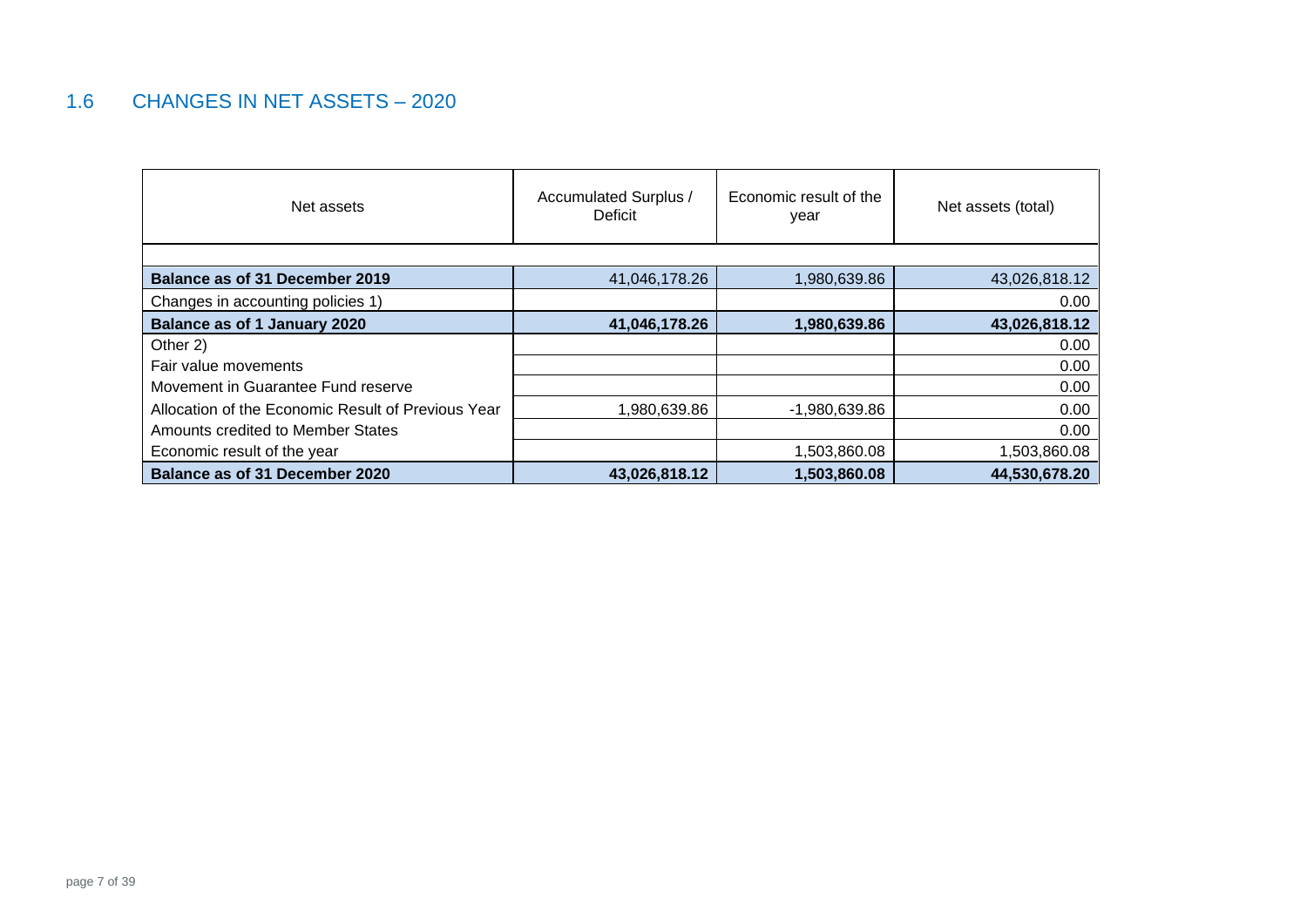## 1.6 CHANGES IN NET ASSETS – 2020

| Net assets | Accumulated Surplus / Deficit | Economic result of the year | Net assets (total) |
|---|---|---|---|
| | | | |
| **Balance as of 31 December 2019** | 41,046,178.26 | 1,980,639.86 | 43,026,818.12 |
| Changes in accounting policies 1) | | | 0.00 |
| **Balance as of 1 January 2020** | **41,046,178.26** | **1,980,639.86** | **43,026,818.12** |
| Other 2) | | | 0.00 |
| Fair value movements | | | 0.00 |
| Movement in Guarantee Fund reserve | | | 0.00 |
| Allocation of the Economic Result of Previous Year | 1,980,639.86 | -1,980,639.86 | 0.00 |
| Amounts credited to Member States | | | 0.00 |
| Economic result of the year | | 1,503,860.08 | 1,503,860.08 |
| **Balance as of 31 December 2020** | **43,026,818.12** | **1,503,860.08** | **44,530,678.20** |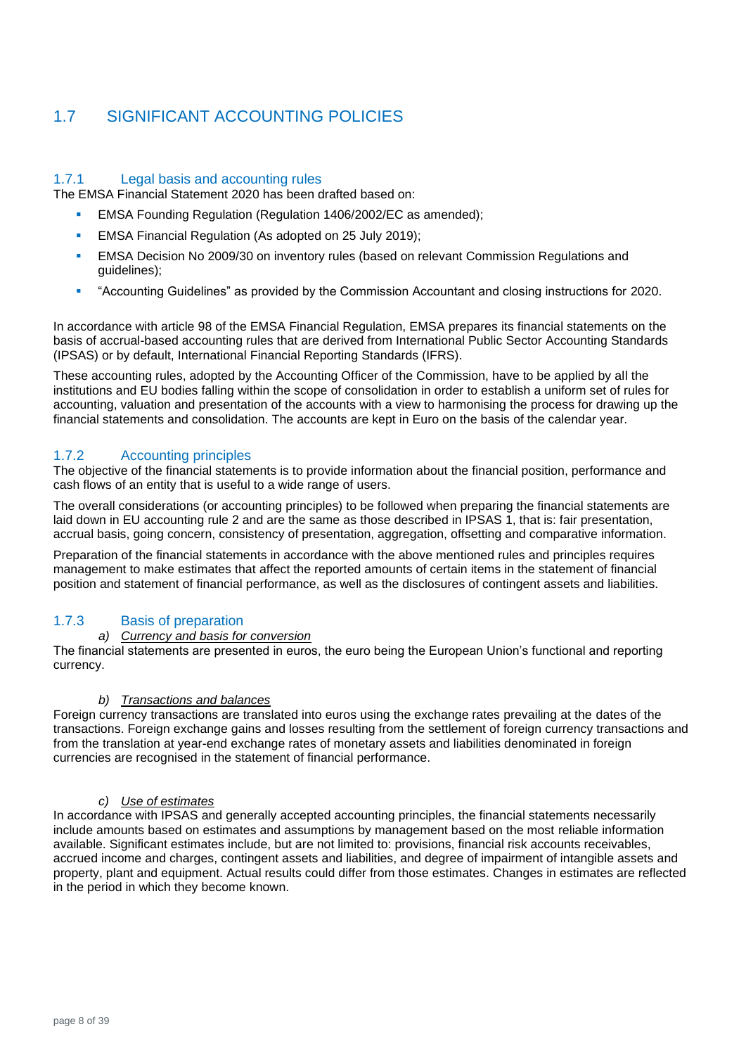## 1.7 SIGNIFICANT ACCOUNTING POLICIES

### 1.7.1 Legal basis and accounting rules

The EMSA Financial Statement 2020 has been drafted based on:

- EMSA Founding Regulation (Regulation 1406/2002/EC as amended);
- EMSA Financial Regulation (As adopted on 25 July 2019);
- EMSA Decision No 2009/30 on inventory rules (based on relevant Commission Regulations and guidelines);
- "Accounting Guidelines" as provided by the Commission Accountant and closing instructions for 2020.

In accordance with article 98 of the EMSA Financial Regulation, EMSA prepares its financial statements on the basis of accrual-based accounting rules that are derived from International Public Sector Accounting Standards (IPSAS) or by default, International Financial Reporting Standards (IFRS).

These accounting rules, adopted by the Accounting Officer of the Commission, have to be applied by all the institutions and EU bodies falling within the scope of consolidation in order to establish a uniform set of rules for accounting, valuation and presentation of the accounts with a view to harmonising the process for drawing up the financial statements and consolidation. The accounts are kept in Euro on the basis of the calendar year.

### 1.7.2 Accounting principles

The objective of the financial statements is to provide information about the financial position, performance and cash flows of an entity that is useful to a wide range of users.

The overall considerations (or accounting principles) to be followed when preparing the financial statements are laid down in EU accounting rule 2 and are the same as those described in IPSAS 1, that is: fair presentation, accrual basis, going concern, consistency of presentation, aggregation, offsetting and comparative information.

Preparation of the financial statements in accordance with the above mentioned rules and principles requires management to make estimates that affect the reported amounts of certain items in the statement of financial position and statement of financial performance, as well as the disclosures of contingent assets and liabilities.

### 1.7.3 Basis of preparation

*a) Currency and basis for conversion*

The financial statements are presented in euros, the euro being the European Union's functional and reporting currency.

*b) Transactions and balances*

Foreign currency transactions are translated into euros using the exchange rates prevailing at the dates of the transactions. Foreign exchange gains and losses resulting from the settlement of foreign currency transactions and from the translation at year-end exchange rates of monetary assets and liabilities denominated in foreign currencies are recognised in the statement of financial performance.

*c) Use of estimates*

In accordance with IPSAS and generally accepted accounting principles, the financial statements necessarily include amounts based on estimates and assumptions by management based on the most reliable information available. Significant estimates include, but are not limited to: provisions, financial risk accounts receivables, accrued income and charges, contingent assets and liabilities, and degree of impairment of intangible assets and property, plant and equipment. Actual results could differ from those estimates. Changes in estimates are reflected in the period in which they become known.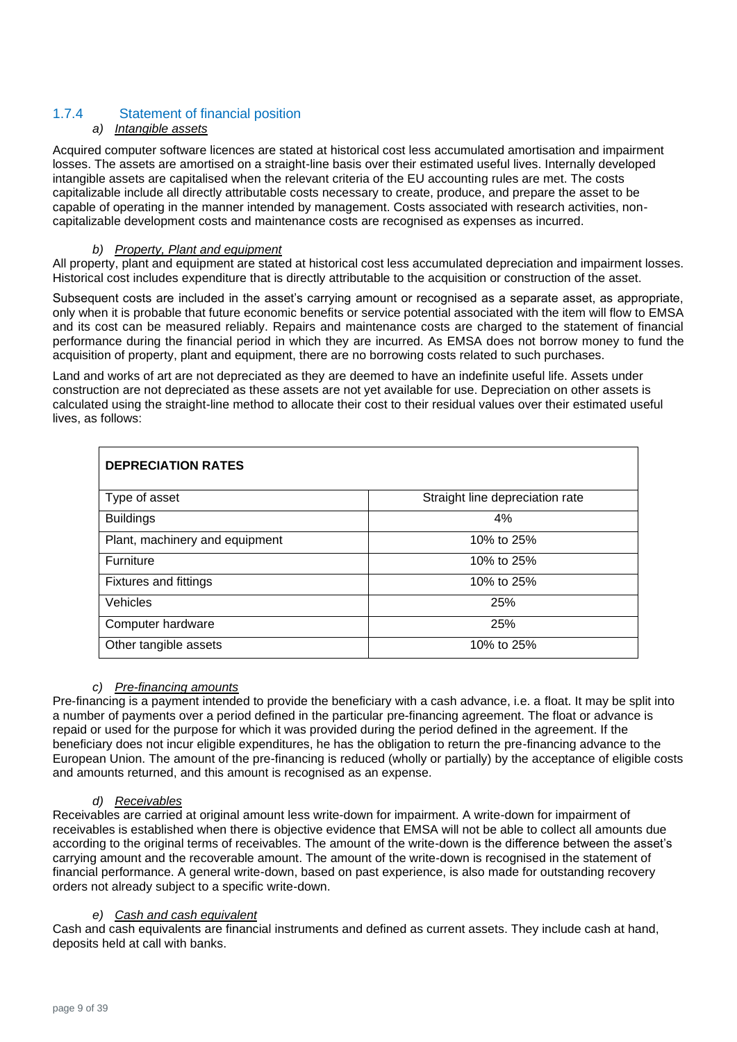### 1.7.4 Statement of financial position

#### a) *Intangible assets*

Acquired computer software licences are stated at historical cost less accumulated amortisation and impairment losses. The assets are amortised on a straight-line basis over their estimated useful lives. Internally developed intangible assets are capitalised when the relevant criteria of the EU accounting rules are met. The costs capitalizable include all directly attributable costs necessary to create, produce, and prepare the asset to be capable of operating in the manner intended by management. Costs associated with research activities, non-capitalizable development costs and maintenance costs are recognised as expenses as incurred.

#### b) *Property, Plant and equipment*

All property, plant and equipment are stated at historical cost less accumulated depreciation and impairment losses. Historical cost includes expenditure that is directly attributable to the acquisition or construction of the asset.

Subsequent costs are included in the asset's carrying amount or recognised as a separate asset, as appropriate, only when it is probable that future economic benefits or service potential associated with the item will flow to EMSA and its cost can be measured reliably. Repairs and maintenance costs are charged to the statement of financial performance during the financial period in which they are incurred. As EMSA does not borrow money to fund the acquisition of property, plant and equipment, there are no borrowing costs related to such purchases.

Land and works of art are not depreciated as they are deemed to have an indefinite useful life. Assets under construction are not depreciated as these assets are not yet available for use. Depreciation on other assets is calculated using the straight-line method to allocate their cost to their residual values over their estimated useful lives, as follows:

| **DEPRECIATION RATES** | |
|---|---|
| Type of asset | Straight line depreciation rate |
| Buildings | 4% |
| Plant, machinery and equipment | 10% to 25% |
| Furniture | 10% to 25% |
| Fixtures and fittings | 10% to 25% |
| Vehicles | 25% |
| Computer hardware | 25% |
| Other tangible assets | 10% to 25% |

#### c) *Pre-financing amounts*

Pre-financing is a payment intended to provide the beneficiary with a cash advance, i.e. a float. It may be split into a number of payments over a period defined in the particular pre-financing agreement. The float or advance is repaid or used for the purpose for which it was provided during the period defined in the agreement. If the beneficiary does not incur eligible expenditures, he has the obligation to return the pre-financing advance to the European Union. The amount of the pre-financing is reduced (wholly or partially) by the acceptance of eligible costs and amounts returned, and this amount is recognised as an expense.

#### d) *Receivables*

Receivables are carried at original amount less write-down for impairment. A write-down for impairment of receivables is established when there is objective evidence that EMSA will not be able to collect all amounts due according to the original terms of receivables. The amount of the write-down is the difference between the asset's carrying amount and the recoverable amount. The amount of the write-down is recognised in the statement of financial performance. A general write-down, based on past experience, is also made for outstanding recovery orders not already subject to a specific write-down.

#### e) *Cash and cash equivalent*

Cash and cash equivalents are financial instruments and defined as current assets. They include cash at hand, deposits held at call with banks.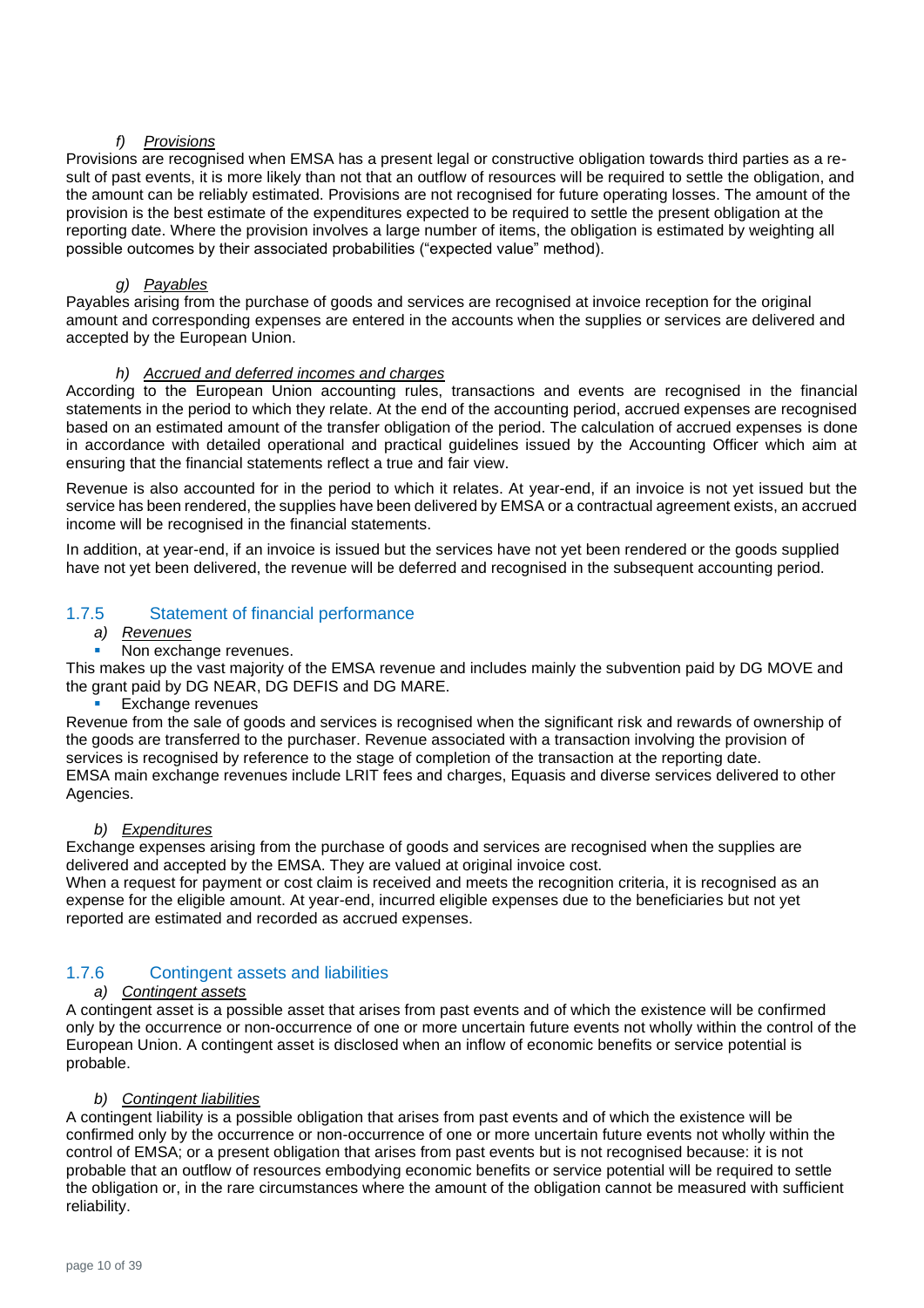*f) Provisions*

Provisions are recognised when EMSA has a present legal or constructive obligation towards third parties as a result of past events, it is more likely than not that an outflow of resources will be required to settle the obligation, and the amount can be reliably estimated. Provisions are not recognised for future operating losses. The amount of the provision is the best estimate of the expenditures expected to be required to settle the present obligation at the reporting date. Where the provision involves a large number of items, the obligation is estimated by weighting all possible outcomes by their associated probabilities ("expected value" method).

*g) Payables*

Payables arising from the purchase of goods and services are recognised at invoice reception for the original amount and corresponding expenses are entered in the accounts when the supplies or services are delivered and accepted by the European Union.

*h) Accrued and deferred incomes and charges*

According to the European Union accounting rules, transactions and events are recognised in the financial statements in the period to which they relate. At the end of the accounting period, accrued expenses are recognised based on an estimated amount of the transfer obligation of the period. The calculation of accrued expenses is done in accordance with detailed operational and practical guidelines issued by the Accounting Officer which aim at ensuring that the financial statements reflect a true and fair view.

Revenue is also accounted for in the period to which it relates. At year-end, if an invoice is not yet issued but the service has been rendered, the supplies have been delivered by EMSA or a contractual agreement exists, an accrued income will be recognised in the financial statements.

In addition, at year-end, if an invoice is issued but the services have not yet been rendered or the goods supplied have not yet been delivered, the revenue will be deferred and recognised in the subsequent accounting period.

### 1.7.5 Statement of financial performance

*a) Revenues*

- Non exchange revenues.

This makes up the vast majority of the EMSA revenue and includes mainly the subvention paid by DG MOVE and the grant paid by DG NEAR, DG DEFIS and DG MARE.

- Exchange revenues

Revenue from the sale of goods and services is recognised when the significant risk and rewards of ownership of the goods are transferred to the purchaser. Revenue associated with a transaction involving the provision of services is recognised by reference to the stage of completion of the transaction at the reporting date.
EMSA main exchange revenues include LRIT fees and charges, Equasis and diverse services delivered to other Agencies.

*b) Expenditures*

Exchange expenses arising from the purchase of goods and services are recognised when the supplies are delivered and accepted by the EMSA. They are valued at original invoice cost.
When a request for payment or cost claim is received and meets the recognition criteria, it is recognised as an expense for the eligible amount. At year-end, incurred eligible expenses due to the beneficiaries but not yet reported are estimated and recorded as accrued expenses.

### 1.7.6 Contingent assets and liabilities

*a) Contingent assets*

A contingent asset is a possible asset that arises from past events and of which the existence will be confirmed only by the occurrence or non-occurrence of one or more uncertain future events not wholly within the control of the European Union. A contingent asset is disclosed when an inflow of economic benefits or service potential is probable.

*b) Contingent liabilities*

A contingent liability is a possible obligation that arises from past events and of which the existence will be confirmed only by the occurrence or non-occurrence of one or more uncertain future events not wholly within the control of EMSA; or a present obligation that arises from past events but is not recognised because: it is not probable that an outflow of resources embodying economic benefits or service potential will be required to settle the obligation or, in the rare circumstances where the amount of the obligation cannot be measured with sufficient reliability.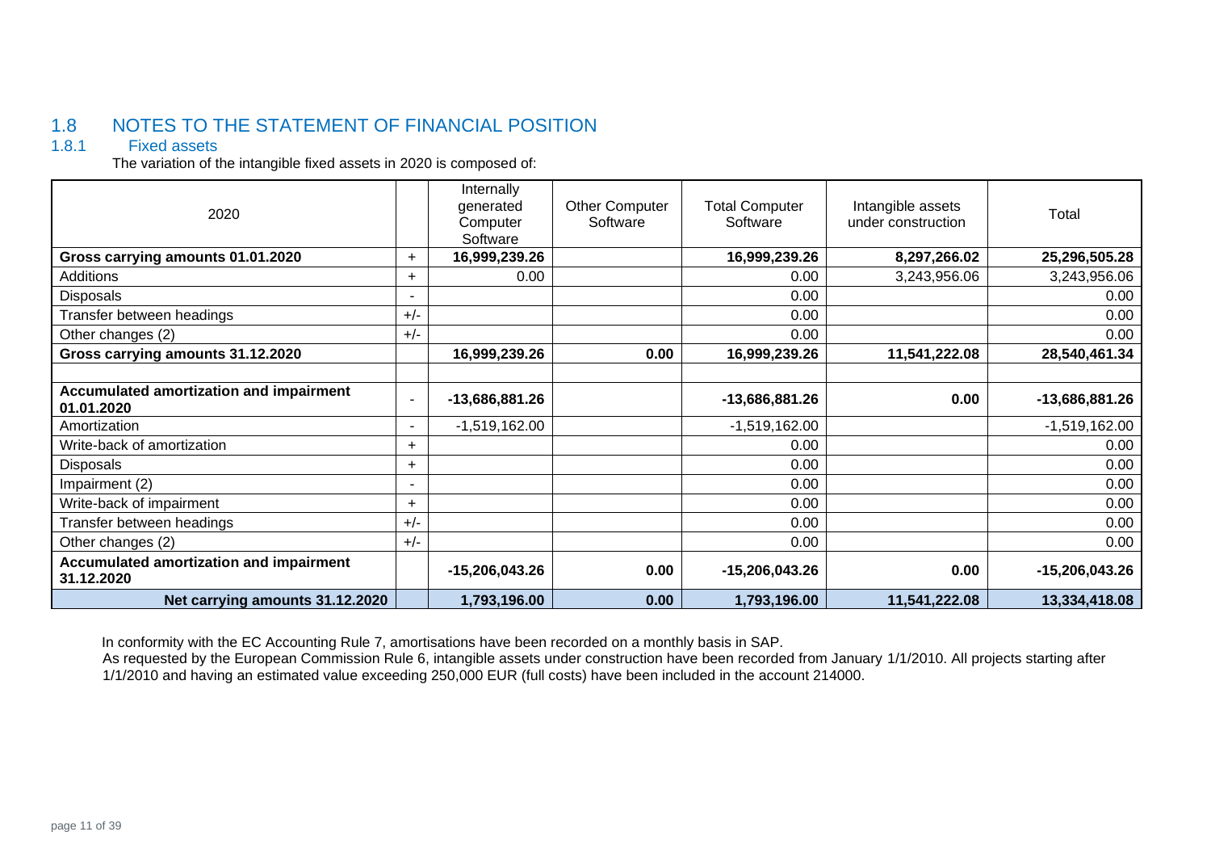## 1.8 NOTES TO THE STATEMENT OF FINANCIAL POSITION

### 1.8.1 Fixed assets

The variation of the intangible fixed assets in 2020 is composed of:

| 2020 | | Internally generated Computer Software | Other Computer Software | Total Computer Software | Intangible assets under construction | Total |
|---|---|---|---|---|---|---|
| **Gross carrying amounts 01.01.2020** | + | **16,999,239.26** | | **16,999,239.26** | **8,297,266.02** | **25,296,505.28** |
| Additions | + | 0.00 | | 0.00 | 3,243,956.06 | 3,243,956.06 |
| Disposals | - | | | 0.00 | | 0.00 |
| Transfer between headings | +/- | | | 0.00 | | 0.00 |
| Other changes (2) | +/- | | | 0.00 | | 0.00 |
| **Gross carrying amounts 31.12.2020** | | **16,999,239.26** | **0.00** | **16,999,239.26** | **11,541,222.08** | **28,540,461.34** |
| | | | | | | |
| **Accumulated amortization and impairment 01.01.2020** | - | **-13,686,881.26** | | **-13,686,881.26** | **0.00** | **-13,686,881.26** |
| Amortization | - | -1,519,162.00 | | -1,519,162.00 | | -1,519,162.00 |
| Write-back of amortization | + | | | 0.00 | | 0.00 |
| Disposals | + | | | 0.00 | | 0.00 |
| Impairment (2) | - | | | 0.00 | | 0.00 |
| Write-back of impairment | + | | | 0.00 | | 0.00 |
| Transfer between headings | +/- | | | 0.00 | | 0.00 |
| Other changes (2) | +/- | | | 0.00 | | 0.00 |
| **Accumulated amortization and impairment 31.12.2020** | | **-15,206,043.26** | **0.00** | **-15,206,043.26** | **0.00** | **-15,206,043.26** |
| **Net carrying amounts 31.12.2020** | | **1,793,196.00** | **0.00** | **1,793,196.00** | **11,541,222.08** | **13,334,418.08** |

In conformity with the EC Accounting Rule 7, amortisations have been recorded on a monthly basis in SAP.
As requested by the European Commission Rule 6, intangible assets under construction have been recorded from January 1/1/2010. All projects starting after 1/1/2010 and having an estimated value exceeding 250,000 EUR (full costs) have been included in the account 214000.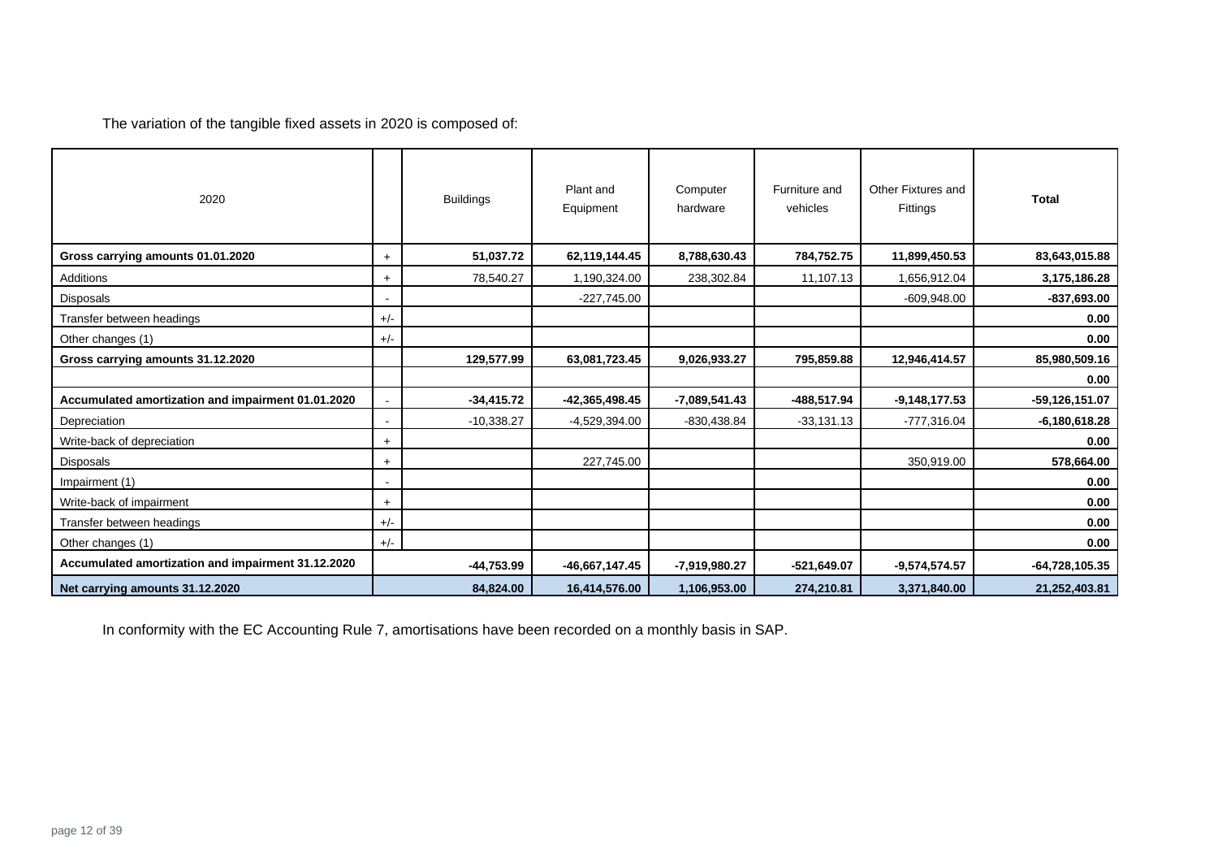The variation of the tangible fixed assets in 2020 is composed of:

| 2020 | | Buildings | Plant and Equipment | Computer hardware | Furniture and vehicles | Other Fixtures and Fittings | **Total** |
|---|---|---|---|---|---|---|---|
| **Gross carrying amounts 01.01.2020** | + | **51,037.72** | **62,119,144.45** | **8,788,630.43** | **784,752.75** | **11,899,450.53** | **83,643,015.88** |
| Additions | + | 78,540.27 | 1,190,324.00 | 238,302.84 | 11,107.13 | 1,656,912.04 | **3,175,186.28** |
| Disposals | - | | -227,745.00 | | | -609,948.00 | **-837,693.00** |
| Transfer between headings | +/- | | | | | | **0.00** |
| Other changes (1) | +/- | | | | | | **0.00** |
| **Gross carrying amounts 31.12.2020** | | **129,577.99** | **63,081,723.45** | **9,026,933.27** | **795,859.88** | **12,946,414.57** | **85,980,509.16** |
| | | | | | | | **0.00** |
| **Accumulated amortization and impairment 01.01.2020** | - | **-34,415.72** | **-42,365,498.45** | **-7,089,541.43** | **-488,517.94** | **-9,148,177.53** | **-59,126,151.07** |
| Depreciation | - | -10,338.27 | -4,529,394.00 | -830,438.84 | -33,131.13 | -777,316.04 | **-6,180,618.28** |
| Write-back of depreciation | + | | | | | | **0.00** |
| Disposals | + | | 227,745.00 | | | 350,919.00 | **578,664.00** |
| Impairment (1) | - | | | | | | **0.00** |
| Write-back of impairment | + | | | | | | **0.00** |
| Transfer between headings | +/- | | | | | | **0.00** |
| Other changes (1) | +/- | | | | | | **0.00** |
| **Accumulated amortization and impairment 31.12.2020** | | **-44,753.99** | **-46,667,147.45** | **-7,919,980.27** | **-521,649.07** | **-9,574,574.57** | **-64,728,105.35** |
| **Net carrying amounts 31.12.2020** | | **84,824.00** | **16,414,576.00** | **1,106,953.00** | **274,210.81** | **3,371,840.00** | **21,252,403.81** |

In conformity with the EC Accounting Rule 7, amortisations have been recorded on a monthly basis in SAP.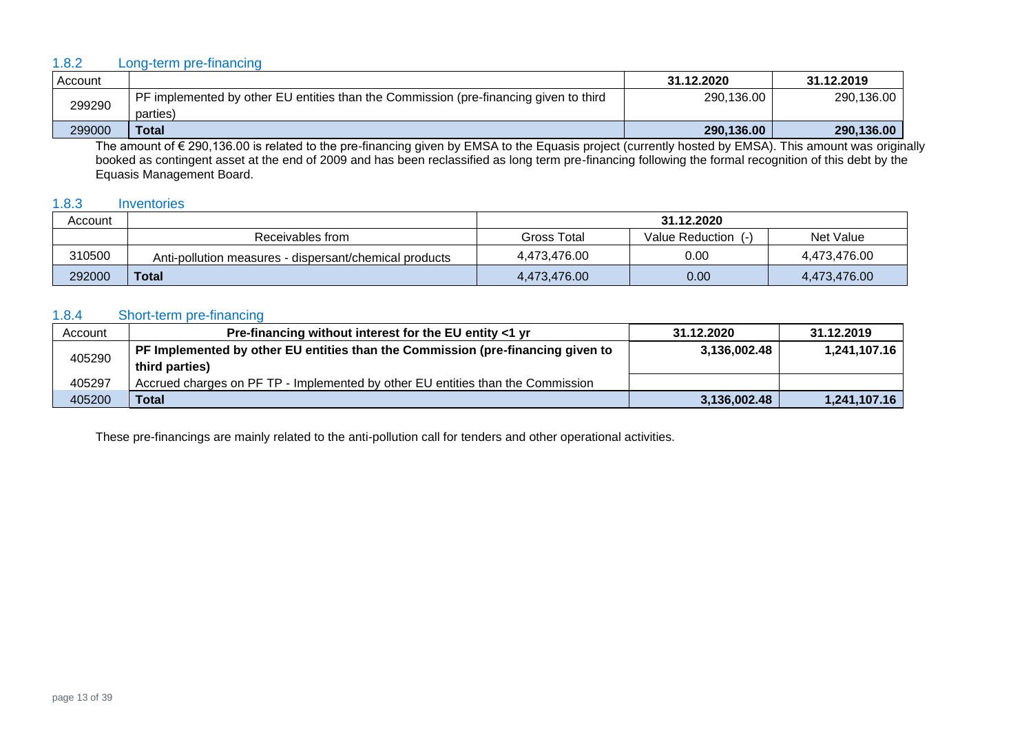### 1.8.2 Long-term pre-financing

| Account | | 31.12.2020 | 31.12.2019 |
|---|---|---|---|
| 299290 | PF implemented by other EU entities than the Commission (pre-financing given to third parties) | 290,136.00 | 290,136.00 |
| 299000 | **Total** | **290,136.00** | **290,136.00** |

The amount of € 290,136.00 is related to the pre-financing given by EMSA to the Equasis project (currently hosted by EMSA). This amount was originally booked as contingent asset at the end of 2009 and has been reclassified as long term pre-financing following the formal recognition of this debt by the Equasis Management Board.

### 1.8.3 Inventories

| Account | | 31.12.2020 | | |
|---|---|---|---|---|
| | Receivables from | Gross Total | Value Reduction (-) | Net Value |
| 310500 | Anti-pollution measures - dispersant/chemical products | 4,473,476.00 | 0.00 | 4,473,476.00 |
| 292000 | **Total** | 4,473,476.00 | 0.00 | 4,473,476.00 |

### 1.8.4 Short-term pre-financing

| Account | Pre-financing without interest for the EU entity <1 yr | 31.12.2020 | 31.12.2019 |
|---|---|---|---|
| 405290 | **PF Implemented by other EU entities than the Commission (pre-financing given to third parties)** | **3,136,002.48** | **1,241,107.16** |
| 405297 | Accrued charges on PF TP - Implemented by other EU entities than the Commission | | |
| 405200 | **Total** | **3,136,002.48** | **1,241,107.16** |

These pre-financings are mainly related to the anti-pollution call for tenders and other operational activities.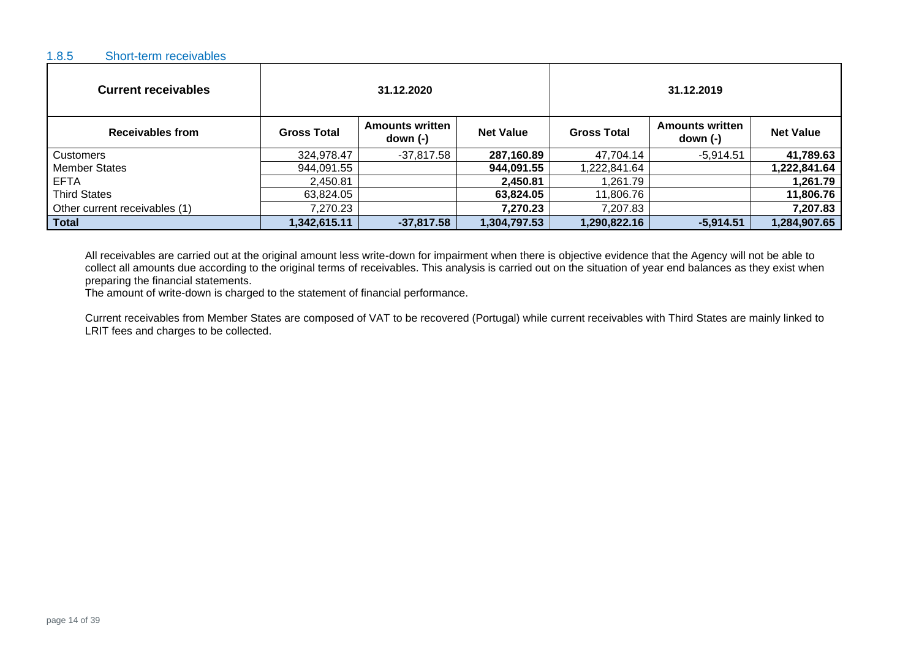### 1.8.5 Short-term receivables

| Current receivables | 31.12.2020 | | | 31.12.2019 | | |
|---|---|---|---|---|---|---|
| **Receivables from** | **Gross Total** | **Amounts written down (-)** | **Net Value** | **Gross Total** | **Amounts written down (-)** | **Net Value** |
| Customers | 324,978.47 | -37,817.58 | **287,160.89** | 47,704.14 | -5,914.51 | **41,789.63** |
| Member States | 944,091.55 | | **944,091.55** | 1,222,841.64 | | **1,222,841.64** |
| EFTA | 2,450.81 | | **2,450.81** | 1,261.79 | | **1,261.79** |
| Third States | 63,824.05 | | **63,824.05** | 11,806.76 | | **11,806.76** |
| Other current receivables (1) | 7,270.23 | | **7,270.23** | 7,207.83 | | **7,207.83** |
| **Total** | **1,342,615.11** | **-37,817.58** | **1,304,797.53** | **1,290,822.16** | **-5,914.51** | **1,284,907.65** |

All receivables are carried out at the original amount less write-down for impairment when there is objective evidence that the Agency will not be able to collect all amounts due according to the original terms of receivables. This analysis is carried out on the situation of year end balances as they exist when preparing the financial statements.
The amount of write-down is charged to the statement of financial performance.

Current receivables from Member States are composed of VAT to be recovered (Portugal) while current receivables with Third States are mainly linked to LRIT fees and charges to be collected.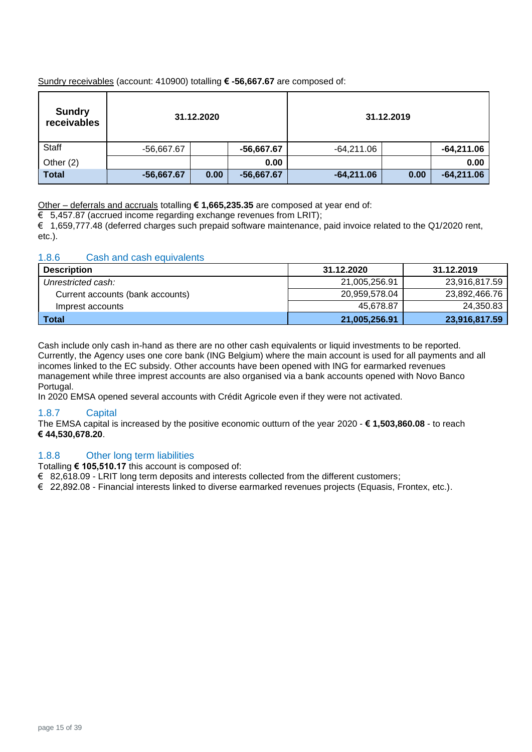Sundry receivables (account: 410900) totalling **€ -56,667.67** are composed of:

| Sundry receivables | 31.12.2020 | | | 31.12.2019 | | |
|---|---|---|---|---|---|---|
| Staff | -56,667.67 | | **-56,667.67** | -64,211.06 | | **-64,211.06** |
| Other (2) | | | **0.00** | | | **0.00** |
| **Total** | **-56,667.67** | **0.00** | **-56,667.67** | **-64,211.06** | **0.00** | **-64,211.06** |

Other – deferrals and accruals totalling **€ 1,665,235.35** are composed at year end of:
€ 5,457.87 (accrued income regarding exchange revenues from LRIT);
€ 1,659,777.48 (deferred charges such prepaid software maintenance, paid invoice related to the Q1/2020 rent, etc.).

### 1.8.6 Cash and cash equivalents

| Description | 31.12.2020 | 31.12.2019 |
|---|---|---|
| *Unrestricted cash:* | 21,005,256.91 | 23,916,817.59 |
| Current accounts (bank accounts) | 20,959,578.04 | 23,892,466.76 |
| Imprest accounts | 45,678.87 | 24,350.83 |
| **Total** | **21,005,256.91** | **23,916,817.59** |

Cash include only cash in-hand as there are no other cash equivalents or liquid investments to be reported. Currently, the Agency uses one core bank (ING Belgium) where the main account is used for all payments and all incomes linked to the EC subsidy. Other accounts have been opened with ING for earmarked revenues management while three imprest accounts are also organised via a bank accounts opened with Novo Banco Portugal.
In 2020 EMSA opened several accounts with Crédit Agricole even if they were not activated.

### 1.8.7 Capital

The EMSA capital is increased by the positive economic outturn of the year 2020 - **€ 1,503,860.08** - to reach **€ 44,530,678.20**.

### 1.8.8 Other long term liabilities

Totalling **€ 105,510.17** this account is composed of:
€ 82,618.09 - LRIT long term deposits and interests collected from the different customers;
€ 22,892.08 - Financial interests linked to diverse earmarked revenues projects (Equasis, Frontex, etc.).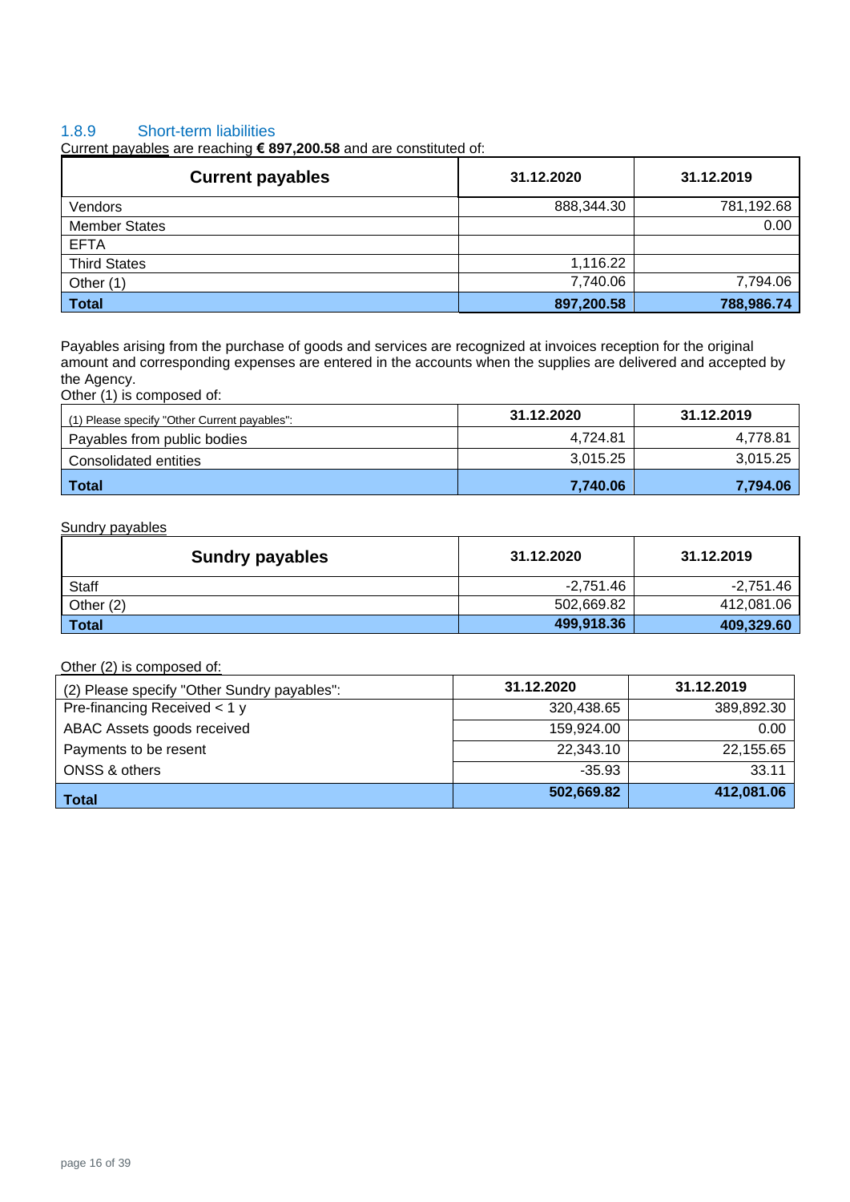### 1.8.9 Short-term liabilities

Current payables are reaching **€ 897,200.58** and are constituted of:

| Current payables | 31.12.2020 | 31.12.2019 |
|---|---|---|
| Vendors | 888,344.30 | 781,192.68 |
| Member States | | 0.00 |
| EFTA | | |
| Third States | 1,116.22 | |
| Other (1) | 7,740.06 | 7,794.06 |
| **Total** | **897,200.58** | **788,986.74** |

Payables arising from the purchase of goods and services are recognized at invoices reception for the original amount and corresponding expenses are entered in the accounts when the supplies are delivered and accepted by the Agency.

Other (1) is composed of:

| (1) Please specify "Other Current payables": | 31.12.2020 | 31.12.2019 |
|---|---|---|
| Payables from public bodies | 4,724.81 | 4,778.81 |
| Consolidated entities | 3,015.25 | 3,015.25 |
| **Total** | **7,740.06** | **7,794.06** |

Sundry payables

| Sundry payables | 31.12.2020 | 31.12.2019 |
|---|---|---|
| Staff | -2,751.46 | -2,751.46 |
| Other (2) | 502,669.82 | 412,081.06 |
| **Total** | **499,918.36** | **409,329.60** |

Other (2) is composed of:

| (2) Please specify "Other Sundry payables": | 31.12.2020 | 31.12.2019 |
|---|---|---|
| Pre-financing Received < 1 y | 320,438.65 | 389,892.30 |
| ABAC Assets goods received | 159,924.00 | 0.00 |
| Payments to be resent | 22,343.10 | 22,155.65 |
| ONSS & others | -35.93 | 33.11 |
| **Total** | **502,669.82** | **412,081.06** |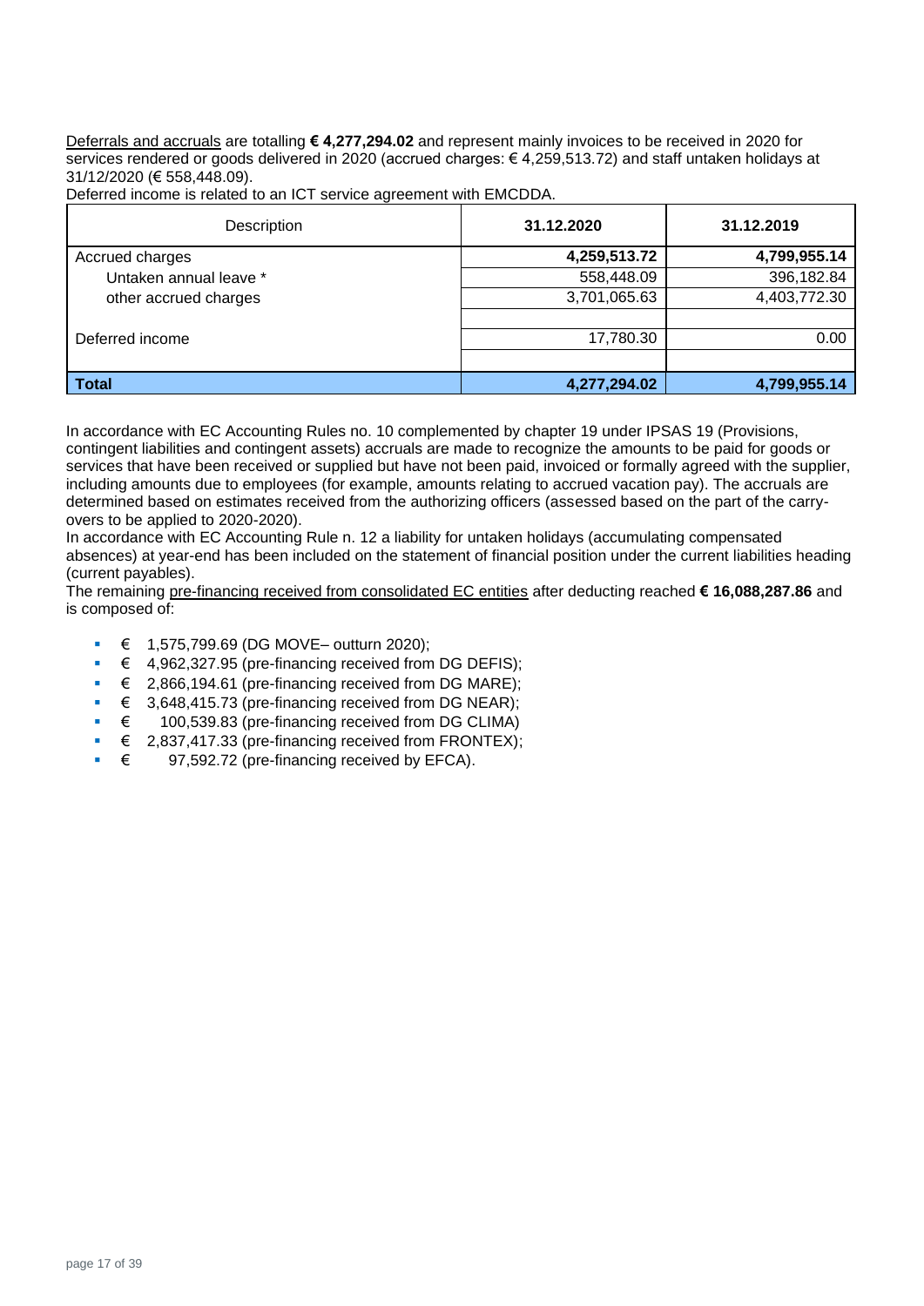Deferrals and accruals are totalling **€ 4,277,294.02** and represent mainly invoices to be received in 2020 for services rendered or goods delivered in 2020 (accrued charges: € 4,259,513.72) and staff untaken holidays at 31/12/2020 (€ 558,448.09).

Deferred income is related to an ICT service agreement with EMCDDA.

| Description | 31.12.2020 | 31.12.2019 |
|---|---|---|
| Accrued charges | **4,259,513.72** | **4,799,955.14** |
| Untaken annual leave * | 558,448.09 | 396,182.84 |
| other accrued charges | 3,701,065.63 | 4,403,772.30 |
| | | |
| Deferred income | 17,780.30 | 0.00 |
| | | |
| **Total** | **4,277,294.02** | **4,799,955.14** |

In accordance with EC Accounting Rules no. 10 complemented by chapter 19 under IPSAS 19 (Provisions, contingent liabilities and contingent assets) accruals are made to recognize the amounts to be paid for goods or services that have been received or supplied but have not been paid, invoiced or formally agreed with the supplier, including amounts due to employees (for example, amounts relating to accrued vacation pay). The accruals are determined based on estimates received from the authorizing officers (assessed based on the part of the carry-overs to be applied to 2020-2020).

In accordance with EC Accounting Rule n. 12 a liability for untaken holidays (accumulating compensated absences) at year-end has been included on the statement of financial position under the current liabilities heading (current payables).

The remaining pre-financing received from consolidated EC entities after deducting reached **€ 16,088,287.86** and is composed of:

- € 1,575,799.69 (DG MOVE– outturn 2020);
- € 4,962,327.95 (pre-financing received from DG DEFIS);
- € 2,866,194.61 (pre-financing received from DG MARE);
- € 3,648,415.73 (pre-financing received from DG NEAR);
- € 100,539.83 (pre-financing received from DG CLIMA)
- € 2,837,417.33 (pre-financing received from FRONTEX);
- € 97,592.72 (pre-financing received by EFCA).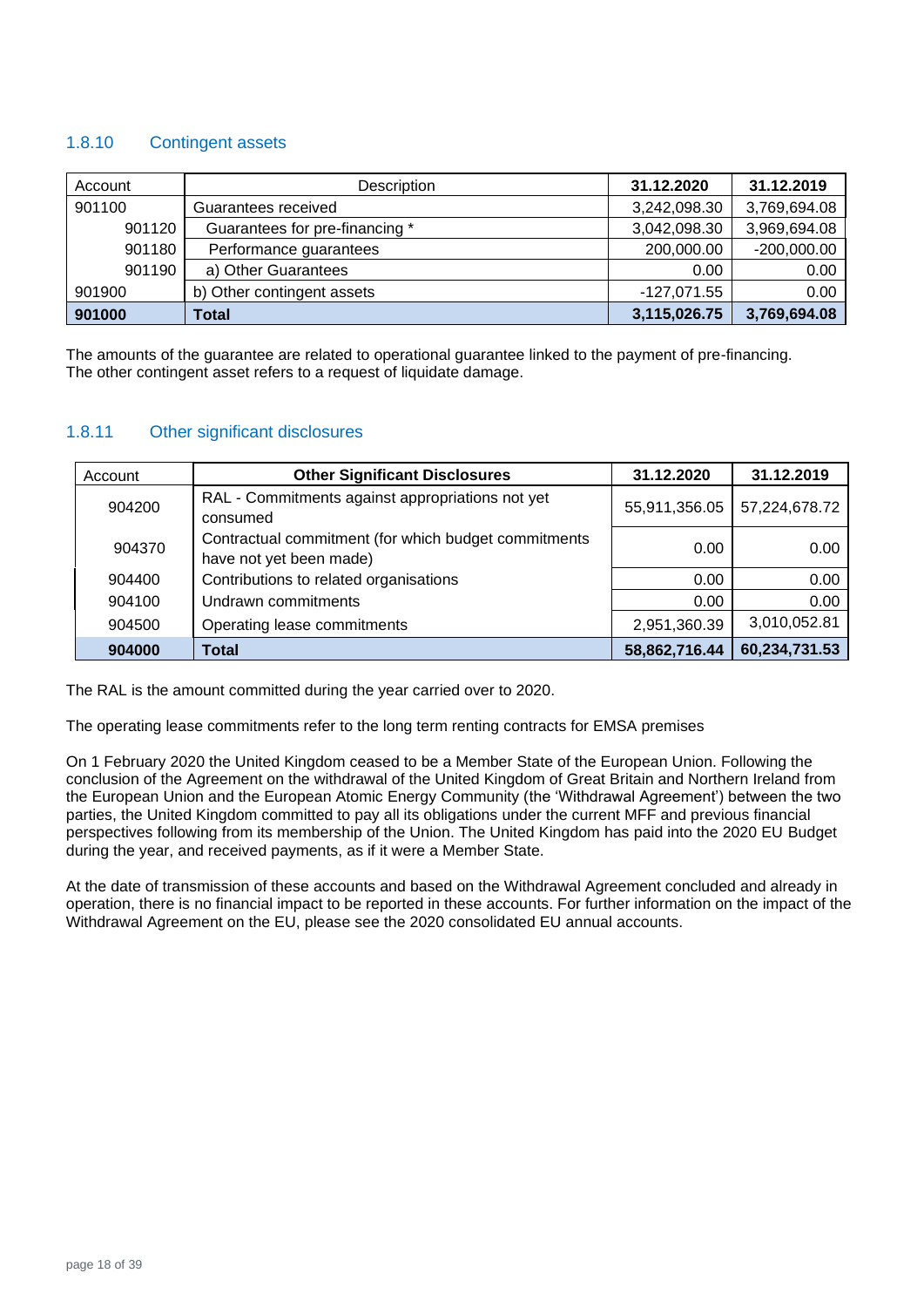### 1.8.10 Contingent assets

| Account | Description | 31.12.2020 | 31.12.2019 |
|---|---|---|---|
| 901100 | Guarantees received | 3,242,098.30 | 3,769,694.08 |
| 901120 | Guarantees for pre-financing * | 3,042,098.30 | 3,969,694.08 |
| 901180 | Performance guarantees | 200,000.00 | -200,000.00 |
| 901190 | a) Other Guarantees | 0.00 | 0.00 |
| 901900 | b) Other contingent assets | -127,071.55 | 0.00 |
| **901000** | **Total** | **3,115,026.75** | **3,769,694.08** |

The amounts of the guarantee are related to operational guarantee linked to the payment of pre-financing.
The other contingent asset refers to a request of liquidate damage.

### 1.8.11 Other significant disclosures

| Account | Other Significant Disclosures | 31.12.2020 | 31.12.2019 |
|---|---|---|---|
| 904200 | RAL - Commitments against appropriations not yet consumed | 55,911,356.05 | 57,224,678.72 |
| 904370 | Contractual commitment (for which budget commitments have not yet been made) | 0.00 | 0.00 |
| 904400 | Contributions to related organisations | 0.00 | 0.00 |
| 904100 | Undrawn commitments | 0.00 | 0.00 |
| 904500 | Operating lease commitments | 2,951,360.39 | 3,010,052.81 |
| **904000** | **Total** | **58,862,716.44** | **60,234,731.53** |

The RAL is the amount committed during the year carried over to 2020.

The operating lease commitments refer to the long term renting contracts for EMSA premises

On 1 February 2020 the United Kingdom ceased to be a Member State of the European Union. Following the conclusion of the Agreement on the withdrawal of the United Kingdom of Great Britain and Northern Ireland from the European Union and the European Atomic Energy Community (the 'Withdrawal Agreement') between the two parties, the United Kingdom committed to pay all its obligations under the current MFF and previous financial perspectives following from its membership of the Union. The United Kingdom has paid into the 2020 EU Budget during the year, and received payments, as if it were a Member State.

At the date of transmission of these accounts and based on the Withdrawal Agreement concluded and already in operation, there is no financial impact to be reported in these accounts. For further information on the impact of the Withdrawal Agreement on the EU, please see the 2020 consolidated EU annual accounts.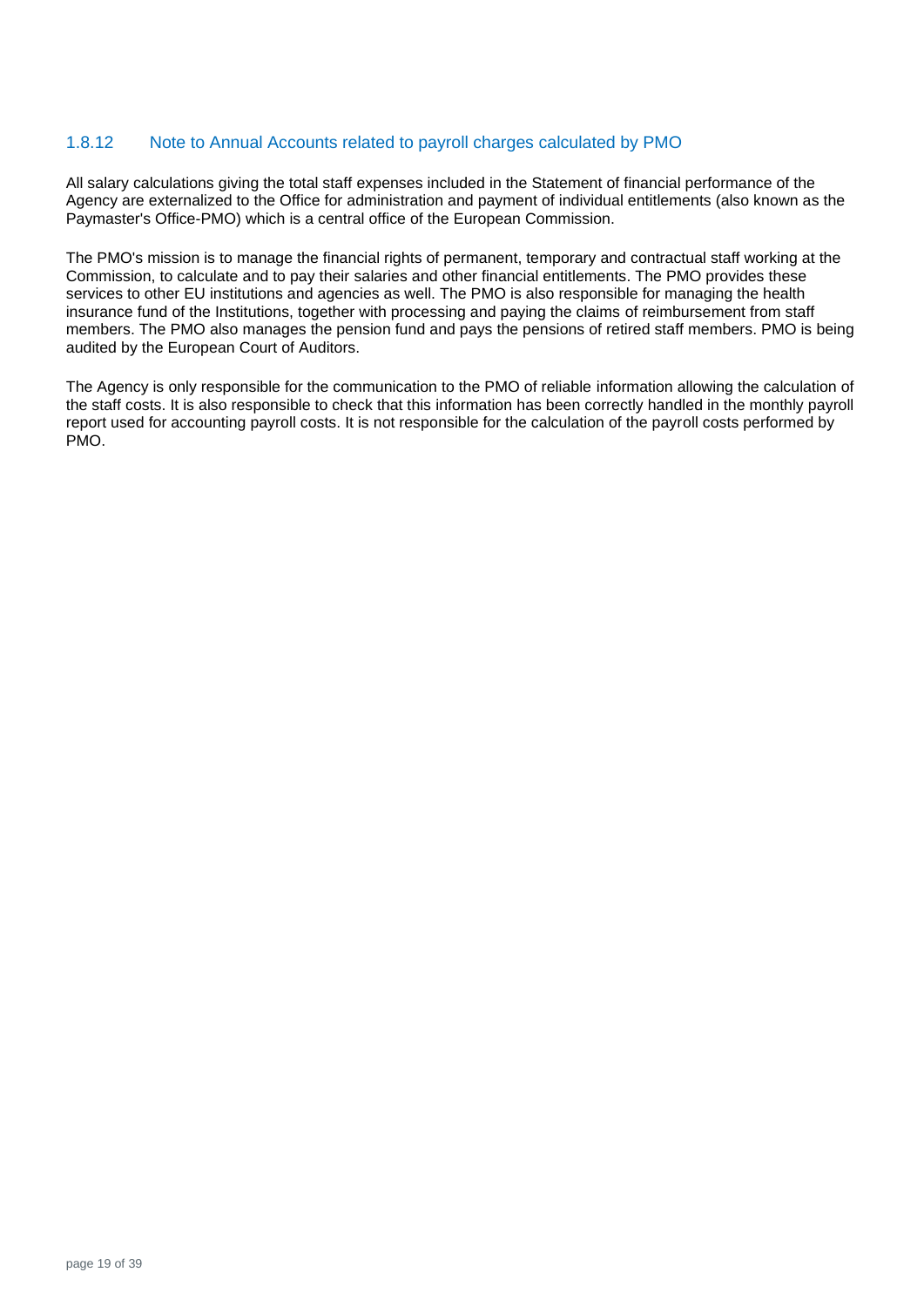### 1.8.12 Note to Annual Accounts related to payroll charges calculated by PMO

All salary calculations giving the total staff expenses included in the Statement of financial performance of the Agency are externalized to the Office for administration and payment of individual entitlements (also known as the Paymaster's Office-PMO) which is a central office of the European Commission.

The PMO's mission is to manage the financial rights of permanent, temporary and contractual staff working at the Commission, to calculate and to pay their salaries and other financial entitlements. The PMO provides these services to other EU institutions and agencies as well. The PMO is also responsible for managing the health insurance fund of the Institutions, together with processing and paying the claims of reimbursement from staff members. The PMO also manages the pension fund and pays the pensions of retired staff members. PMO is being audited by the European Court of Auditors.

The Agency is only responsible for the communication to the PMO of reliable information allowing the calculation of the staff costs. It is also responsible to check that this information has been correctly handled in the monthly payroll report used for accounting payroll costs. It is not responsible for the calculation of the payroll costs performed by PMO.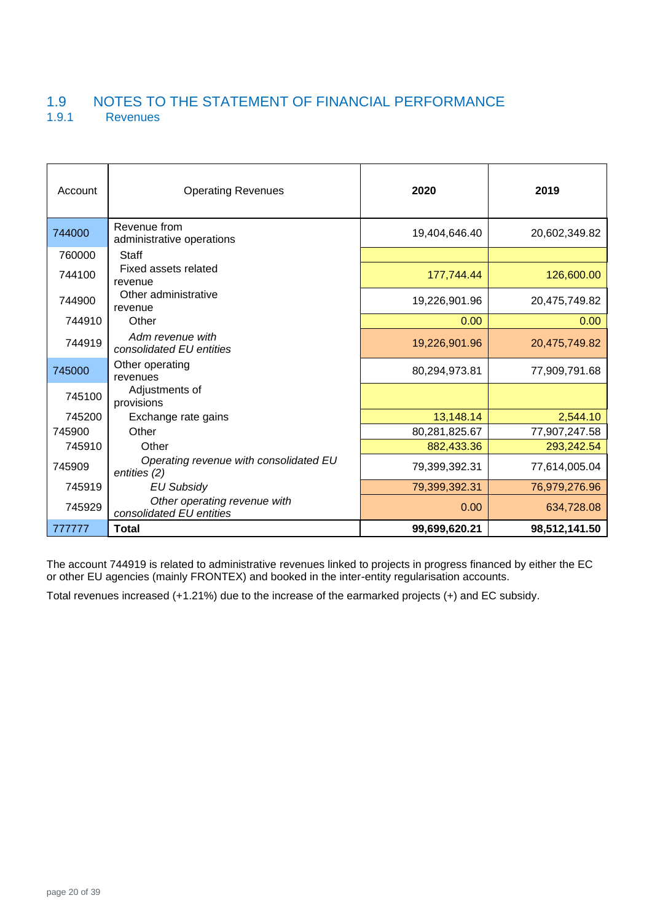## 1.9 NOTES TO THE STATEMENT OF FINANCIAL PERFORMANCE

### 1.9.1 Revenues

| Account | Operating Revenues | 2020 | 2019 |
|---|---|---|---|
| 744000 | Revenue from administrative operations | 19,404,646.40 | 20,602,349.82 |
| 760000 | Staff | | |
| 744100 | Fixed assets related revenue | 177,744.44 | 126,600.00 |
| 744900 | Other administrative revenue | 19,226,901.96 | 20,475,749.82 |
| 744910 | Other | 0.00 | 0.00 |
| 744919 | *Adm revenue with consolidated EU entities* | 19,226,901.96 | 20,475,749.82 |
| 745000 | Other operating revenues | 80,294,973.81 | 77,909,791.68 |
| 745100 | Adjustments of provisions | | |
| 745200 | Exchange rate gains | 13,148.14 | 2,544.10 |
| 745900 | Other | 80,281,825.67 | 77,907,247.58 |
| 745910 | Other | 882,433.36 | 293,242.54 |
| 745909 | *Operating revenue with consolidated EU entities (2)* | 79,399,392.31 | 77,614,005.04 |
| 745919 | *EU Subsidy* | 79,399,392.31 | 76,979,276.96 |
| 745929 | *Other operating revenue with consolidated EU entities* | 0.00 | 634,728.08 |
| 777777 | **Total** | **99,699,620.21** | **98,512,141.50** |

The account 744919 is related to administrative revenues linked to projects in progress financed by either the EC or other EU agencies (mainly FRONTEX) and booked in the inter-entity regularisation accounts.

Total revenues increased (+1.21%) due to the increase of the earmarked projects (+) and EC subsidy.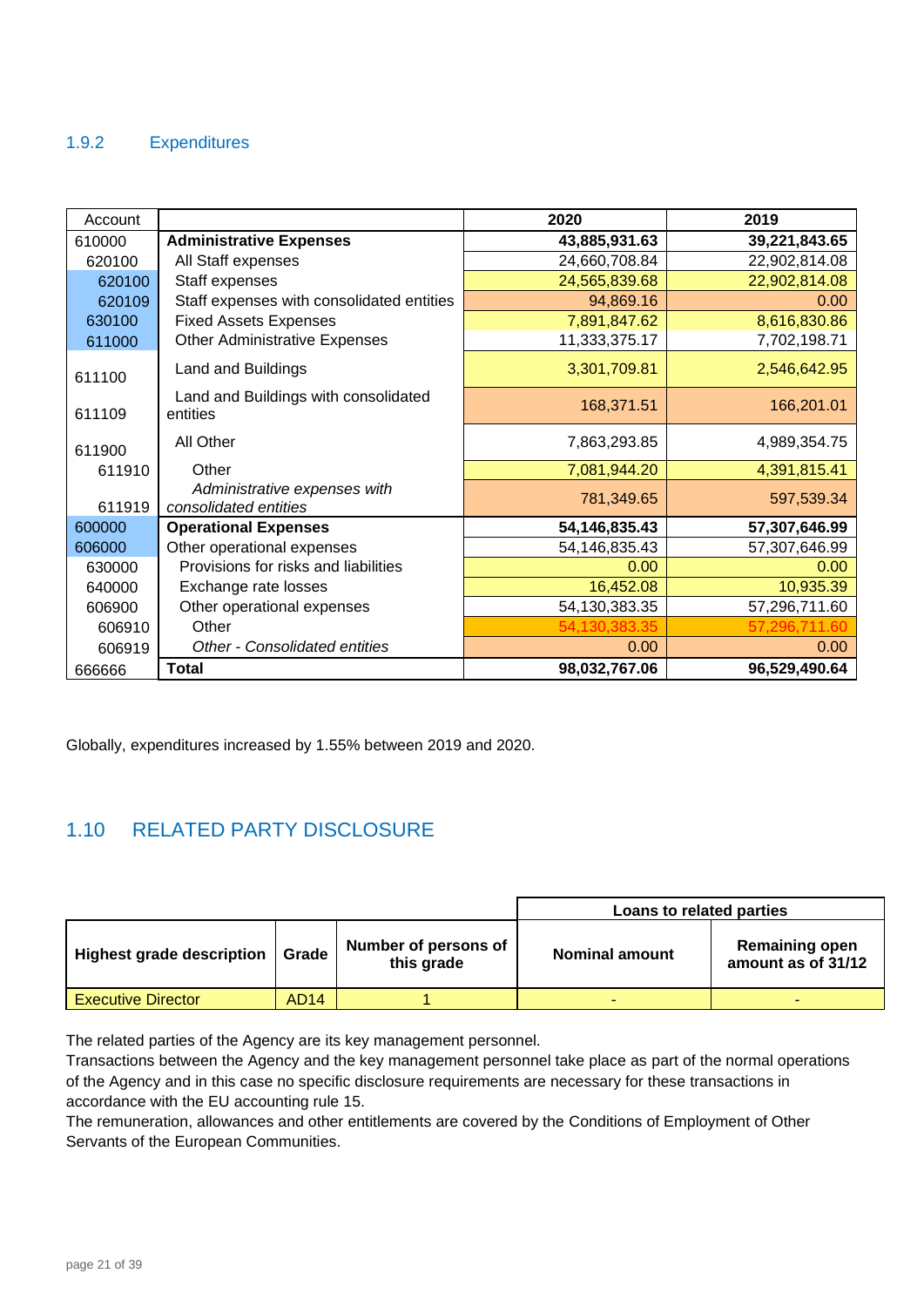### 1.9.2 Expenditures

| Account | | 2020 | 2019 |
|---|---|---|---|
| 610000 | **Administrative Expenses** | **43,885,931.63** | **39,221,843.65** |
| 620100 | All Staff expenses | 24,660,708.84 | 22,902,814.08 |
| 620100 | Staff expenses | 24,565,839.68 | 22,902,814.08 |
| 620109 | Staff expenses with consolidated entities | 94,869.16 | 0.00 |
| 630100 | Fixed Assets Expenses | 7,891,847.62 | 8,616,830.86 |
| 611000 | Other Administrative Expenses | 11,333,375.17 | 7,702,198.71 |
| 611100 | Land and Buildings | 3,301,709.81 | 2,546,642.95 |
| 611109 | Land and Buildings with consolidated entities | 168,371.51 | 166,201.01 |
| 611900 | All Other | 7,863,293.85 | 4,989,354.75 |
| 611910 | Other | 7,081,944.20 | 4,391,815.41 |
| 611919 | *Administrative expenses with consolidated entities* | 781,349.65 | 597,539.34 |
| 600000 | **Operational Expenses** | **54,146,835.43** | **57,307,646.99** |
| 606000 | Other operational expenses | 54,146,835.43 | 57,307,646.99 |
| 630000 | Provisions for risks and liabilities | 0.00 | 0.00 |
| 640000 | Exchange rate losses | 16,452.08 | 10,935.39 |
| 606900 | Other operational expenses | 54,130,383.35 | 57,296,711.60 |
| 606910 | Other | 54,130,383.35 | 57,296,711.60 |
| 606919 | *Other - Consolidated entities* | 0.00 | 0.00 |
| 666666 | **Total** | **98,032,767.06** | **96,529,490.64** |

Globally, expenditures increased by 1.55% between 2019 and 2020.

## 1.10 RELATED PARTY DISCLOSURE

| | | | Loans to related parties | |
|---|---|---|---|---|
| **Highest grade description** | **Grade** | **Number of persons of this grade** | **Nominal amount** | **Remaining open amount as of 31/12** |
| Executive Director | AD14 | 1 | - | - |

The related parties of the Agency are its key management personnel.
Transactions between the Agency and the key management personnel take place as part of the normal operations of the Agency and in this case no specific disclosure requirements are necessary for these transactions in accordance with the EU accounting rule 15.
The remuneration, allowances and other entitlements are covered by the Conditions of Employment of Other Servants of the European Communities.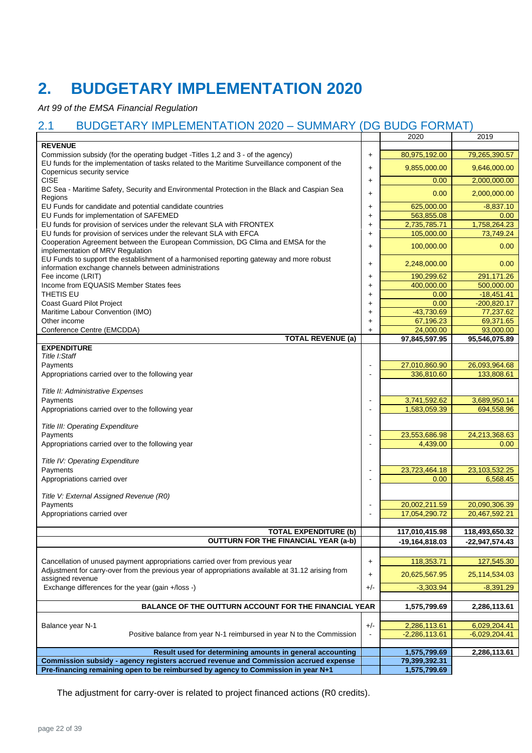# 2. BUDGETARY IMPLEMENTATION 2020

*Art 99 of the EMSA Financial Regulation*

## 2.1 BUDGETARY IMPLEMENTATION 2020 – SUMMARY (DG BUDG FORMAT)

| | | 2020 | 2019 |
|---|---|---|---|
| **REVENUE** | | | |
| Commission subsidy (for the operating budget -Titles 1,2 and 3 - of the agency) | + | 80,975,192.00 | 79,265,390.57 |
| EU funds for the implementation of tasks related to the Maritime Surveillance component of the Copernicus security service | + | 9,855,000.00 | 9,646,000.00 |
| CISE | + | 0.00 | 2,000,000.00 |
| BC Sea - Maritime Safety, Security and Environmental Protection in the Black and Caspian Sea Regions | + | 0.00 | 2,000,000.00 |
| EU Funds for candidate and potential candidate countries | + | 625,000.00 | -8,837.10 |
| EU Funds for implementation of SAFEMED | + | 563,855.08 | 0.00 |
| EU funds for provision of services under the relevant SLA with FRONTEX | + | 2,735,785.71 | 1,758,264.23 |
| EU funds for provision of services under the relevant SLA with EFCA | + | 105,000.00 | 73,749.24 |
| Cooperation Agreement between the European Commission, DG Clima and EMSA for the implementation of MRV Regulation | + | 100,000.00 | 0.00 |
| EU Funds to support the establishment of a harmonised reporting gateway and more robust information exchange channels between administrations | + | 2,248,000.00 | 0.00 |
| Fee income (LRIT) | + | 190,299.62 | 291,171.26 |
| Income from EQUASIS Member States fees | + | 400,000.00 | 500,000.00 |
| THETIS EU | + | 0.00 | -18,451.41 |
| Coast Guard Pilot Project | + | 0.00 | -200,820.17 |
| Maritime Labour Convention (IMO) | + | -43,730.69 | 77,237.62 |
| Other income | + | 67,196.23 | 69,371.65 |
| Conference Centre (EMCDDA) | + | 24,000.00 | 93,000.00 |
| **TOTAL REVENUE (a)** | | **97,845,597.95** | **95,546,075.89** |
| **EXPENDITURE** | | | |
| *Title I:Staff* | | | |
| Payments | - | 27,010,860.90 | 26,093,964.68 |
| Appropriations carried over to the following year | - | 336,810.60 | 133,808.61 |
| *Title II: Administrative Expenses* | | | |
| Payments | - | 3,741,592.62 | 3,689,950.14 |
| Appropriations carried over to the following year | - | 1,583,059.39 | 694,558.96 |
| *Title III: Operating Expenditure* | | | |
| Payments | - | 23,553,686.98 | 24,213,368.63 |
| Appropriations carried over to the following year | - | 4,439.00 | 0.00 |
| *Title IV: Operating Expenditure* | | | |
| Payments | - | 23,723,464.18 | 23,103,532.25 |
| Appropriations carried over | - | 0.00 | 6,568.45 |
| *Title V: External Assigned Revenue (R0)* | | | |
| Payments | - | 20,002,211.59 | 20,090,306.39 |
| Appropriations carried over | - | 17,054,290.72 | 20,467,592.21 |
| **TOTAL EXPENDITURE (b)** | | **117,010,415.98** | **118,493,650.32** |
| **OUTTURN FOR THE FINANCIAL YEAR (a-b)** | | **-19,164,818.03** | **-22,947,574.43** |
| Cancellation of unused payment appropriations carried over from previous year | + | 118,353.71 | 127,545.30 |
| Adjustment for carry-over from the previous year of appropriations available at 31.12 arising from assigned revenue | + | 20,625,567.95 | 25,114,534.03 |
| Exchange differences for the year (gain +/loss -) | +/- | -3,303.94 | -8,391.29 |
| **BALANCE OF THE OUTTURN ACCOUNT FOR THE FINANCIAL YEAR** | | **1,575,799.69** | **2,286,113.61** |
| Balance year N-1 | +/- | 2,286,113.61 | 6,029,204.41 |
| Positive balance from year N-1 reimbursed in year N to the Commission | - | -2,286,113.61 | -6,029,204.41 |
| **Result used for determining amounts in general accounting** | | **1,575,799.69** | **2,286,113.61** |
| **Commission subsidy - agency registers accrued revenue and Commission accrued expense** | | **79,399,392.31** | |
| **Pre-financing remaining open to be reimbursed by agency to Commission in year N+1** | | **1,575,799.69** | |

The adjustment for carry-over is related to project financed actions (R0 credits).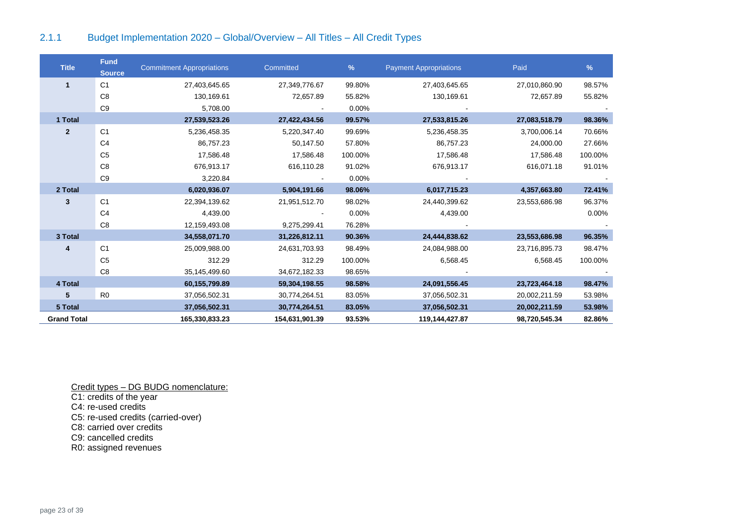### 2.1.1 Budget Implementation 2020 – Global/Overview – All Titles – All Credit Types

| Title | Fund Source | Commitment Appropriations | Committed | % | Payment Appropriations | Paid | % |
|---|---|---|---|---|---|---|---|
| **1** | C1 | 27,403,645.65 | 27,349,776.67 | 99.80% | 27,403,645.65 | 27,010,860.90 | 98.57% |
| | C8 | 130,169.61 | 72,657.89 | 55.82% | 130,169.61 | 72,657.89 | 55.82% |
| | C9 | 5,708.00 | - | 0.00% | - | | - |
| **1 Total** | | **27,539,523.26** | **27,422,434.56** | **99.57%** | **27,533,815.26** | **27,083,518.79** | **98.36%** |
| **2** | C1 | 5,236,458.35 | 5,220,347.40 | 99.69% | 5,236,458.35 | 3,700,006.14 | 70.66% |
| | C4 | 86,757.23 | 50,147.50 | 57.80% | 86,757.23 | 24,000.00 | 27.66% |
| | C5 | 17,586.48 | 17,586.48 | 100.00% | 17,586.48 | 17,586.48 | 100.00% |
| | C8 | 676,913.17 | 616,110.28 | 91.02% | 676,913.17 | 616,071.18 | 91.01% |
| | C9 | 3,220.84 | - | 0.00% | - | | - |
| **2 Total** | | **6,020,936.07** | **5,904,191.66** | **98.06%** | **6,017,715.23** | **4,357,663.80** | **72.41%** |
| **3** | C1 | 22,394,139.62 | 21,951,512.70 | 98.02% | 24,440,399.62 | 23,553,686.98 | 96.37% |
| | C4 | 4,439.00 | - | 0.00% | 4,439.00 | | 0.00% |
| | C8 | 12,159,493.08 | 9,275,299.41 | 76.28% | - | | - |
| **3 Total** | | **34,558,071.70** | **31,226,812.11** | **90.36%** | **24,444,838.62** | **23,553,686.98** | **96.35%** |
| **4** | C1 | 25,009,988.00 | 24,631,703.93 | 98.49% | 24,084,988.00 | 23,716,895.73 | 98.47% |
| | C5 | 312.29 | 312.29 | 100.00% | 6,568.45 | 6,568.45 | 100.00% |
| | C8 | 35,145,499.60 | 34,672,182.33 | 98.65% | - | | - |
| **4 Total** | | **60,155,799.89** | **59,304,198.55** | **98.58%** | **24,091,556.45** | **23,723,464.18** | **98.47%** |
| **5** | R0 | 37,056,502.31 | 30,774,264.51 | 83.05% | 37,056,502.31 | 20,002,211.59 | 53.98% |
| **5 Total** | | **37,056,502.31** | **30,774,264.51** | **83.05%** | **37,056,502.31** | **20,002,211.59** | **53.98%** |
| **Grand Total** | | **165,330,833.23** | **154,631,901.39** | **93.53%** | **119,144,427.87** | **98,720,545.34** | **82.86%** |

Credit types – DG BUDG nomenclature:
C1: credits of the year
C4: re-used credits
C5: re-used credits (carried-over)
C8: carried over credits
C9: cancelled credits
R0: assigned revenues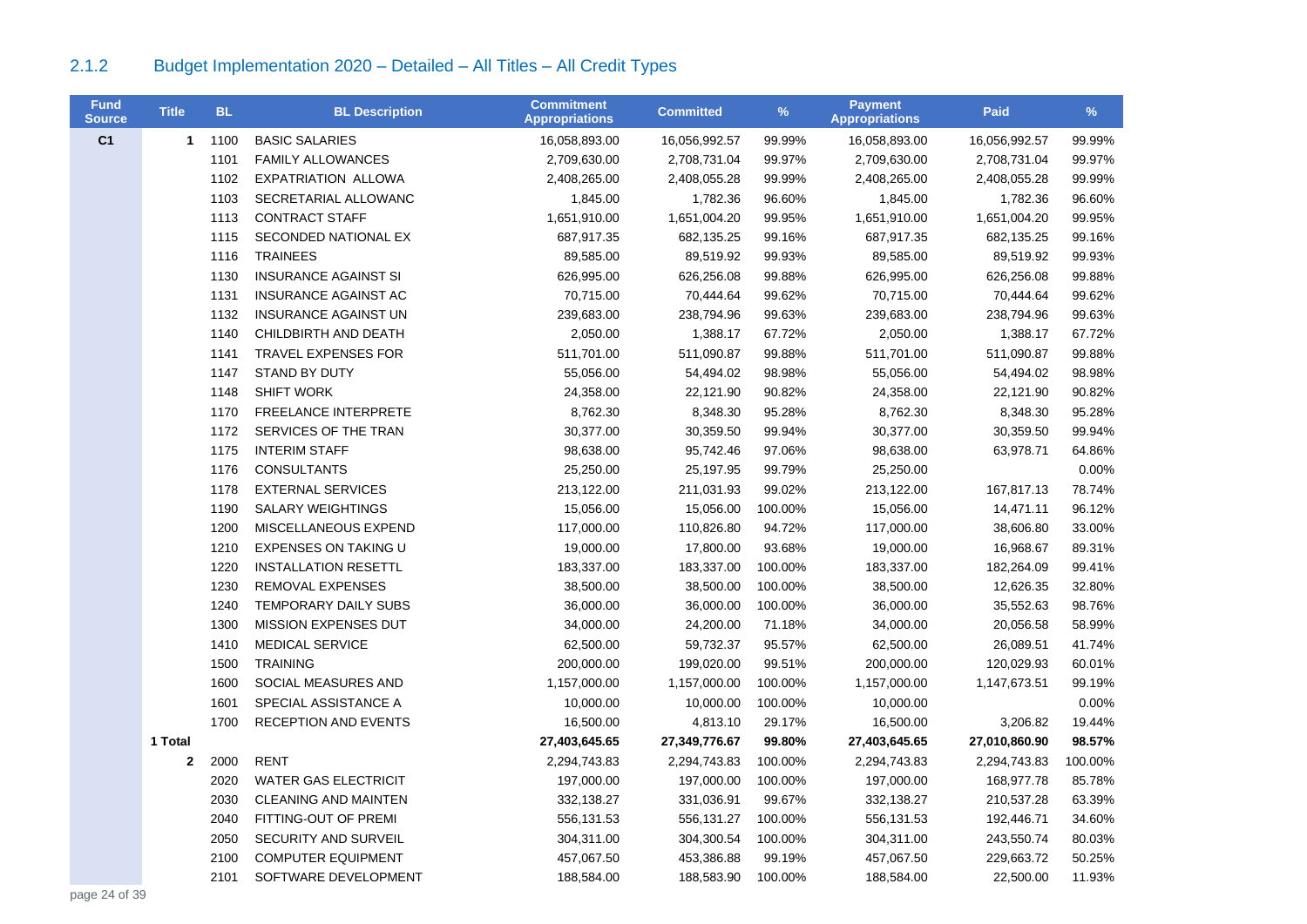## 2.1.2 Budget Implementation 2020 – Detailed – All Titles – All Credit Types

| Fund Source | Title | BL | BL Description | Commitment Appropriations | Committed | % | Payment Appropriations | Paid | % |
|---|---|---|---|---|---|---|---|---|---|
| C1 | 1 | 1100 | BASIC SALARIES | 16,058,893.00 | 16,056,992.57 | 99.99% | 16,058,893.00 | 16,056,992.57 | 99.99% |
| | | 1101 | FAMILY ALLOWANCES | 2,709,630.00 | 2,708,731.04 | 99.97% | 2,709,630.00 | 2,708,731.04 | 99.97% |
| | | 1102 | EXPATRIATION ALLOWA | 2,408,265.00 | 2,408,055.28 | 99.99% | 2,408,265.00 | 2,408,055.28 | 99.99% |
| | | 1103 | SECRETARIAL ALLOWANC | 1,845.00 | 1,782.36 | 96.60% | 1,845.00 | 1,782.36 | 96.60% |
| | | 1113 | CONTRACT STAFF | 1,651,910.00 | 1,651,004.20 | 99.95% | 1,651,910.00 | 1,651,004.20 | 99.95% |
| | | 1115 | SECONDED NATIONAL EX | 687,917.35 | 682,135.25 | 99.16% | 687,917.35 | 682,135.25 | 99.16% |
| | | 1116 | TRAINEES | 89,585.00 | 89,519.92 | 99.93% | 89,585.00 | 89,519.92 | 99.93% |
| | | 1130 | INSURANCE AGAINST SI | 626,995.00 | 626,256.08 | 99.88% | 626,995.00 | 626,256.08 | 99.88% |
| | | 1131 | INSURANCE AGAINST AC | 70,715.00 | 70,444.64 | 99.62% | 70,715.00 | 70,444.64 | 99.62% |
| | | 1132 | INSURANCE AGAINST UN | 239,683.00 | 238,794.96 | 99.63% | 239,683.00 | 238,794.96 | 99.63% |
| | | 1140 | CHILDBIRTH AND DEATH | 2,050.00 | 1,388.17 | 67.72% | 2,050.00 | 1,388.17 | 67.72% |
| | | 1141 | TRAVEL EXPENSES FOR | 511,701.00 | 511,090.87 | 99.88% | 511,701.00 | 511,090.87 | 99.88% |
| | | 1147 | STAND BY DUTY | 55,056.00 | 54,494.02 | 98.98% | 55,056.00 | 54,494.02 | 98.98% |
| | | 1148 | SHIFT WORK | 24,358.00 | 22,121.90 | 90.82% | 24,358.00 | 22,121.90 | 90.82% |
| | | 1170 | FREELANCE INTERPRETE | 8,762.30 | 8,348.30 | 95.28% | 8,762.30 | 8,348.30 | 95.28% |
| | | 1172 | SERVICES OF THE TRAN | 30,377.00 | 30,359.50 | 99.94% | 30,377.00 | 30,359.50 | 99.94% |
| | | 1175 | INTERIM STAFF | 98,638.00 | 95,742.46 | 97.06% | 98,638.00 | 63,978.71 | 64.86% |
| | | 1176 | CONSULTANTS | 25,250.00 | 25,197.95 | 99.79% | 25,250.00 | | 0.00% |
| | | 1178 | EXTERNAL SERVICES | 213,122.00 | 211,031.93 | 99.02% | 213,122.00 | 167,817.13 | 78.74% |
| | | 1190 | SALARY WEIGHTINGS | 15,056.00 | 15,056.00 | 100.00% | 15,056.00 | 14,471.11 | 96.12% |
| | | 1200 | MISCELLANEOUS EXPEND | 117,000.00 | 110,826.80 | 94.72% | 117,000.00 | 38,606.80 | 33.00% |
| | | 1210 | EXPENSES ON TAKING U | 19,000.00 | 17,800.00 | 93.68% | 19,000.00 | 16,968.67 | 89.31% |
| | | 1220 | INSTALLATION RESETTL | 183,337.00 | 183,337.00 | 100.00% | 183,337.00 | 182,264.09 | 99.41% |
| | | 1230 | REMOVAL EXPENSES | 38,500.00 | 38,500.00 | 100.00% | 38,500.00 | 12,626.35 | 32.80% |
| | | 1240 | TEMPORARY DAILY SUBS | 36,000.00 | 36,000.00 | 100.00% | 36,000.00 | 35,552.63 | 98.76% |
| | | 1300 | MISSION EXPENSES DUT | 34,000.00 | 24,200.00 | 71.18% | 34,000.00 | 20,056.58 | 58.99% |
| | | 1410 | MEDICAL SERVICE | 62,500.00 | 59,732.37 | 95.57% | 62,500.00 | 26,089.51 | 41.74% |
| | | 1500 | TRAINING | 200,000.00 | 199,020.00 | 99.51% | 200,000.00 | 120,029.93 | 60.01% |
| | | 1600 | SOCIAL MEASURES AND | 1,157,000.00 | 1,157,000.00 | 100.00% | 1,157,000.00 | 1,147,673.51 | 99.19% |
| | | 1601 | SPECIAL ASSISTANCE A | 10,000.00 | 10,000.00 | 100.00% | 10,000.00 | | 0.00% |
| | | 1700 | RECEPTION AND EVENTS | 16,500.00 | 4,813.10 | 29.17% | 16,500.00 | 3,206.82 | 19.44% |
| | **1 Total** | | | **27,403,645.65** | **27,349,776.67** | **99.80%** | **27,403,645.65** | **27,010,860.90** | **98.57%** |
| | 2 | 2000 | RENT | 2,294,743.83 | 2,294,743.83 | 100.00% | 2,294,743.83 | 2,294,743.83 | 100.00% |
| | | 2020 | WATER GAS ELECTRICIT | 197,000.00 | 197,000.00 | 100.00% | 197,000.00 | 168,977.78 | 85.78% |
| | | 2030 | CLEANING AND MAINTEN | 332,138.27 | 331,036.91 | 99.67% | 332,138.27 | 210,537.28 | 63.39% |
| | | 2040 | FITTING-OUT OF PREMI | 556,131.53 | 556,131.27 | 100.00% | 556,131.53 | 192,446.71 | 34.60% |
| | | 2050 | SECURITY AND SURVEIL | 304,311.00 | 304,300.54 | 100.00% | 304,311.00 | 243,550.74 | 80.03% |
| | | 2100 | COMPUTER EQUIPMENT | 457,067.50 | 453,386.88 | 99.19% | 457,067.50 | 229,663.72 | 50.25% |
| | | 2101 | SOFTWARE DEVELOPMENT | 188,584.00 | 188,583.90 | 100.00% | 188,584.00 | 22,500.00 | 11.93% |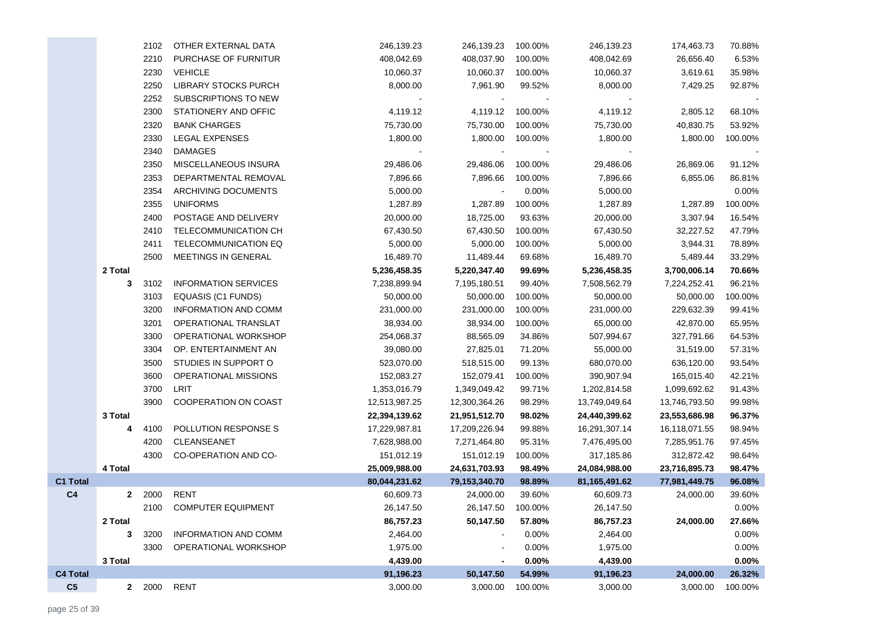| | | | | | | | | | |
|---|---|---|---|---|---|---|---|---|---|
| | | 2102 | OTHER EXTERNAL DATA | 246,139.23 | 246,139.23 | 100.00% | 246,139.23 | 174,463.73 | 70.88% |
| | | 2210 | PURCHASE OF FURNITUR | 408,042.69 | 408,037.90 | 100.00% | 408,042.69 | 26,656.40 | 6.53% |
| | | 2230 | VEHICLE | 10,060.37 | 10,060.37 | 100.00% | 10,060.37 | 3,619.61 | 35.98% |
| | | 2250 | LIBRARY STOCKS PURCH | 8,000.00 | 7,961.90 | 99.52% | 8,000.00 | 7,429.25 | 92.87% |
| | | 2252 | SUBSCRIPTIONS TO NEW | - | - | - | - | | - |
| | | 2300 | STATIONERY AND OFFIC | 4,119.12 | 4,119.12 | 100.00% | 4,119.12 | 2,805.12 | 68.10% |
| | | 2320 | BANK CHARGES | 75,730.00 | 75,730.00 | 100.00% | 75,730.00 | 40,830.75 | 53.92% |
| | | 2330 | LEGAL EXPENSES | 1,800.00 | 1,800.00 | 100.00% | 1,800.00 | 1,800.00 | 100.00% |
| | | 2340 | DAMAGES | - | - | - | - | | - |
| | | 2350 | MISCELLANEOUS INSURA | 29,486.06 | 29,486.06 | 100.00% | 29,486.06 | 26,869.06 | 91.12% |
| | | 2353 | DEPARTMENTAL REMOVAL | 7,896.66 | 7,896.66 | 100.00% | 7,896.66 | 6,855.06 | 86.81% |
| | | 2354 | ARCHIVING DOCUMENTS | 5,000.00 | - | 0.00% | 5,000.00 | | 0.00% |
| | | 2355 | UNIFORMS | 1,287.89 | 1,287.89 | 100.00% | 1,287.89 | 1,287.89 | 100.00% |
| | | 2400 | POSTAGE AND DELIVERY | 20,000.00 | 18,725.00 | 93.63% | 20,000.00 | 3,307.94 | 16.54% |
| | | 2410 | TELECOMMUNICATION CH | 67,430.50 | 67,430.50 | 100.00% | 67,430.50 | 32,227.52 | 47.79% |
| | | 2411 | TELECOMMUNICATION EQ | 5,000.00 | 5,000.00 | 100.00% | 5,000.00 | 3,944.31 | 78.89% |
| | | 2500 | MEETINGS IN GENERAL | 16,489.70 | 11,489.44 | 69.68% | 16,489.70 | 5,489.44 | 33.29% |
| | **2 Total** | | | **5,236,458.35** | **5,220,347.40** | **99.69%** | **5,236,458.35** | **3,700,006.14** | **70.66%** |
| | 3 | 3102 | INFORMATION SERVICES | 7,238,899.94 | 7,195,180.51 | 99.40% | 7,508,562.79 | 7,224,252.41 | 96.21% |
| | | 3103 | EQUASIS (C1 FUNDS) | 50,000.00 | 50,000.00 | 100.00% | 50,000.00 | 50,000.00 | 100.00% |
| | | 3200 | INFORMATION AND COMM | 231,000.00 | 231,000.00 | 100.00% | 231,000.00 | 229,632.39 | 99.41% |
| | | 3201 | OPERATIONAL TRANSLAT | 38,934.00 | 38,934.00 | 100.00% | 65,000.00 | 42,870.00 | 65.95% |
| | | 3300 | OPERATIONAL WORKSHOP | 254,068.37 | 88,565.09 | 34.86% | 507,994.67 | 327,791.66 | 64.53% |
| | | 3304 | OP. ENTERTAINMENT AN | 39,080.00 | 27,825.01 | 71.20% | 55,000.00 | 31,519.00 | 57.31% |
| | | 3500 | STUDIES IN SUPPORT O | 523,070.00 | 518,515.00 | 99.13% | 680,070.00 | 636,120.00 | 93.54% |
| | | 3600 | OPERATIONAL MISSIONS | 152,083.27 | 152,079.41 | 100.00% | 390,907.94 | 165,015.40 | 42.21% |
| | | 3700 | LRIT | 1,353,016.79 | 1,349,049.42 | 99.71% | 1,202,814.58 | 1,099,692.62 | 91.43% |
| | | 3900 | COOPERATION ON COAST | 12,513,987.25 | 12,300,364.26 | 98.29% | 13,749,049.64 | 13,746,793.50 | 99.98% |
| | **3 Total** | | | **22,394,139.62** | **21,951,512.70** | **98.02%** | **24,440,399.62** | **23,553,686.98** | **96.37%** |
| | 4 | 4100 | POLLUTION RESPONSE S | 17,229,987.81 | 17,209,226.94 | 99.88% | 16,291,307.14 | 16,118,071.55 | 98.94% |
| | | 4200 | CLEANSEANET | 7,628,988.00 | 7,271,464.80 | 95.31% | 7,476,495.00 | 7,285,951.76 | 97.45% |
| | | 4300 | CO-OPERATION AND CO- | 151,012.19 | 151,012.19 | 100.00% | 317,185.86 | 312,872.42 | 98.64% |
| | **4 Total** | | | **25,009,988.00** | **24,631,703.93** | **98.49%** | **24,084,988.00** | **23,716,895.73** | **98.47%** |
| **C1 Total** | | | | **80,044,231.62** | **79,153,340.70** | **98.89%** | **81,165,491.62** | **77,981,449.75** | **96.08%** |
| **C4** | 2 | 2000 | RENT | 60,609.73 | 24,000.00 | 39.60% | 60,609.73 | 24,000.00 | 39.60% |
| | | 2100 | COMPUTER EQUIPMENT | 26,147.50 | 26,147.50 | 100.00% | 26,147.50 | | 0.00% |
| | **2 Total** | | | **86,757.23** | **50,147.50** | **57.80%** | **86,757.23** | **24,000.00** | **27.66%** |
| | 3 | 3200 | INFORMATION AND COMM | 2,464.00 | - | 0.00% | 2,464.00 | | 0.00% |
| | | 3300 | OPERATIONAL WORKSHOP | 1,975.00 | - | 0.00% | 1,975.00 | | 0.00% |
| | **3 Total** | | | **4,439.00** | **-** | **0.00%** | **4,439.00** | | **0.00%** |
| **C4 Total** | | | | **91,196.23** | **50,147.50** | **54.99%** | **91,196.23** | **24,000.00** | **26.32%** |
| **C5** | 2 | 2000 | RENT | 3,000.00 | 3,000.00 | 100.00% | 3,000.00 | 3,000.00 | 100.00% |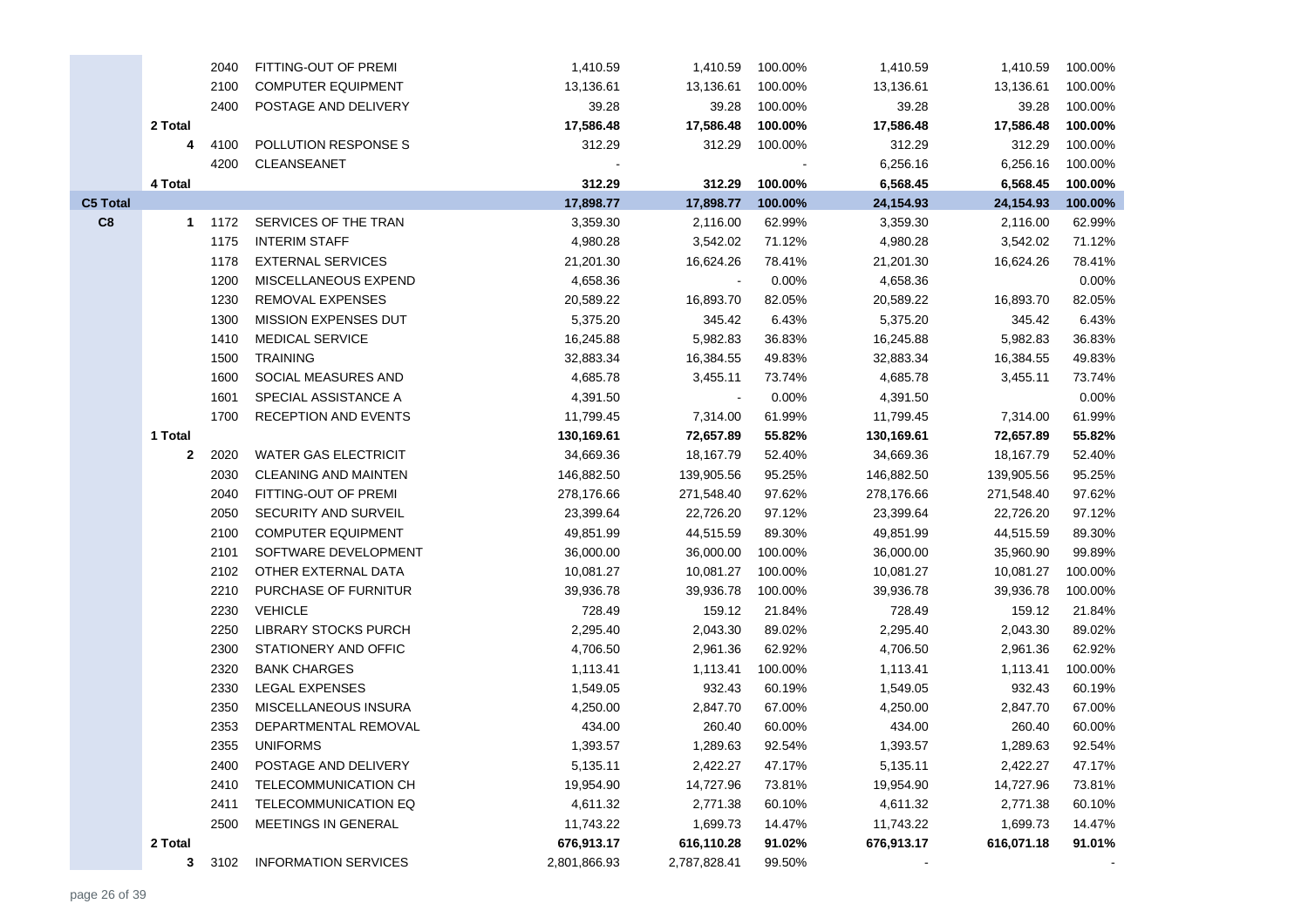| | | | | | | | | | |
|---|---|---|---|---|---|---|---|---|---|
| | | 2040 | FITTING-OUT OF PREMI | 1,410.59 | 1,410.59 | 100.00% | 1,410.59 | 1,410.59 | 100.00% |
| | | 2100 | COMPUTER EQUIPMENT | 13,136.61 | 13,136.61 | 100.00% | 13,136.61 | 13,136.61 | 100.00% |
| | | 2400 | POSTAGE AND DELIVERY | 39.28 | 39.28 | 100.00% | 39.28 | 39.28 | 100.00% |
| | **2 Total** | | | **17,586.48** | **17,586.48** | **100.00%** | **17,586.48** | **17,586.48** | **100.00%** |
| | **4** | 4100 | POLLUTION RESPONSE S | 312.29 | 312.29 | 100.00% | 312.29 | 312.29 | 100.00% |
| | | 4200 | CLEANSEANET | - | | - | 6,256.16 | 6,256.16 | 100.00% |
| | **4 Total** | | | **312.29** | **312.29** | **100.00%** | **6,568.45** | **6,568.45** | **100.00%** |
| **C5 Total** | | | | **17,898.77** | **17,898.77** | **100.00%** | **24,154.93** | **24,154.93** | **100.00%** |
| **C8** | **1** | 1172 | SERVICES OF THE TRAN | 3,359.30 | 2,116.00 | 62.99% | 3,359.30 | 2,116.00 | 62.99% |
| | | 1175 | INTERIM STAFF | 4,980.28 | 3,542.02 | 71.12% | 4,980.28 | 3,542.02 | 71.12% |
| | | 1178 | EXTERNAL SERVICES | 21,201.30 | 16,624.26 | 78.41% | 21,201.30 | 16,624.26 | 78.41% |
| | | 1200 | MISCELLANEOUS EXPEND | 4,658.36 | - | 0.00% | 4,658.36 | | 0.00% |
| | | 1230 | REMOVAL EXPENSES | 20,589.22 | 16,893.70 | 82.05% | 20,589.22 | 16,893.70 | 82.05% |
| | | 1300 | MISSION EXPENSES DUT | 5,375.20 | 345.42 | 6.43% | 5,375.20 | 345.42 | 6.43% |
| | | 1410 | MEDICAL SERVICE | 16,245.88 | 5,982.83 | 36.83% | 16,245.88 | 5,982.83 | 36.83% |
| | | 1500 | TRAINING | 32,883.34 | 16,384.55 | 49.83% | 32,883.34 | 16,384.55 | 49.83% |
| | | 1600 | SOCIAL MEASURES AND | 4,685.78 | 3,455.11 | 73.74% | 4,685.78 | 3,455.11 | 73.74% |
| | | 1601 | SPECIAL ASSISTANCE A | 4,391.50 | - | 0.00% | 4,391.50 | | 0.00% |
| | | 1700 | RECEPTION AND EVENTS | 11,799.45 | 7,314.00 | 61.99% | 11,799.45 | 7,314.00 | 61.99% |
| | **1 Total** | | | **130,169.61** | **72,657.89** | **55.82%** | **130,169.61** | **72,657.89** | **55.82%** |
| | **2** | 2020 | WATER GAS ELECTRICIT | 34,669.36 | 18,167.79 | 52.40% | 34,669.36 | 18,167.79 | 52.40% |
| | | 2030 | CLEANING AND MAINTEN | 146,882.50 | 139,905.56 | 95.25% | 146,882.50 | 139,905.56 | 95.25% |
| | | 2040 | FITTING-OUT OF PREMI | 278,176.66 | 271,548.40 | 97.62% | 278,176.66 | 271,548.40 | 97.62% |
| | | 2050 | SECURITY AND SURVEIL | 23,399.64 | 22,726.20 | 97.12% | 23,399.64 | 22,726.20 | 97.12% |
| | | 2100 | COMPUTER EQUIPMENT | 49,851.99 | 44,515.59 | 89.30% | 49,851.99 | 44,515.59 | 89.30% |
| | | 2101 | SOFTWARE DEVELOPMENT | 36,000.00 | 36,000.00 | 100.00% | 36,000.00 | 35,960.90 | 99.89% |
| | | 2102 | OTHER EXTERNAL DATA | 10,081.27 | 10,081.27 | 100.00% | 10,081.27 | 10,081.27 | 100.00% |
| | | 2210 | PURCHASE OF FURNITUR | 39,936.78 | 39,936.78 | 100.00% | 39,936.78 | 39,936.78 | 100.00% |
| | | 2230 | VEHICLE | 728.49 | 159.12 | 21.84% | 728.49 | 159.12 | 21.84% |
| | | 2250 | LIBRARY STOCKS PURCH | 2,295.40 | 2,043.30 | 89.02% | 2,295.40 | 2,043.30 | 89.02% |
| | | 2300 | STATIONERY AND OFFIC | 4,706.50 | 2,961.36 | 62.92% | 4,706.50 | 2,961.36 | 62.92% |
| | | 2320 | BANK CHARGES | 1,113.41 | 1,113.41 | 100.00% | 1,113.41 | 1,113.41 | 100.00% |
| | | 2330 | LEGAL EXPENSES | 1,549.05 | 932.43 | 60.19% | 1,549.05 | 932.43 | 60.19% |
| | | 2350 | MISCELLANEOUS INSURA | 4,250.00 | 2,847.70 | 67.00% | 4,250.00 | 2,847.70 | 67.00% |
| | | 2353 | DEPARTMENTAL REMOVAL | 434.00 | 260.40 | 60.00% | 434.00 | 260.40 | 60.00% |
| | | 2355 | UNIFORMS | 1,393.57 | 1,289.63 | 92.54% | 1,393.57 | 1,289.63 | 92.54% |
| | | 2400 | POSTAGE AND DELIVERY | 5,135.11 | 2,422.27 | 47.17% | 5,135.11 | 2,422.27 | 47.17% |
| | | 2410 | TELECOMMUNICATION CH | 19,954.90 | 14,727.96 | 73.81% | 19,954.90 | 14,727.96 | 73.81% |
| | | 2411 | TELECOMMUNICATION EQ | 4,611.32 | 2,771.38 | 60.10% | 4,611.32 | 2,771.38 | 60.10% |
| | | 2500 | MEETINGS IN GENERAL | 11,743.22 | 1,699.73 | 14.47% | 11,743.22 | 1,699.73 | 14.47% |
| | **2 Total** | | | **676,913.17** | **616,110.28** | **91.02%** | **676,913.17** | **616,071.18** | **91.01%** |
| | **3** | 3102 | INFORMATION SERVICES | 2,801,866.93 | 2,787,828.41 | 99.50% | - | | - |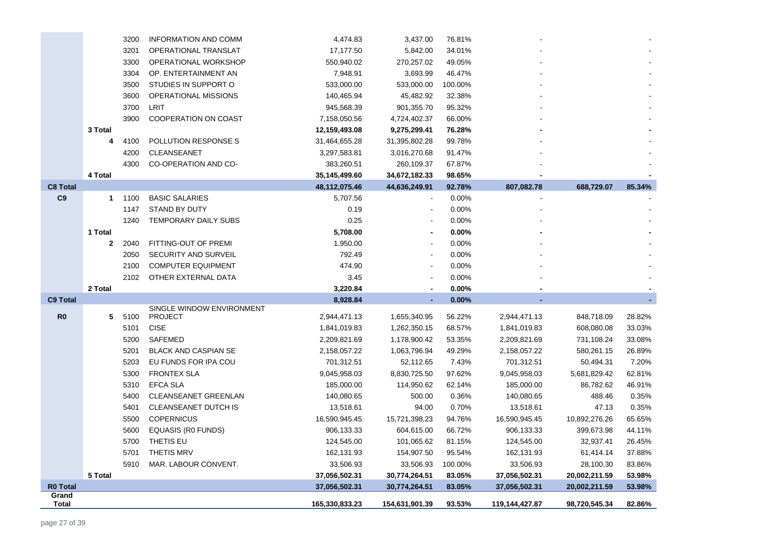| | | | | | | | | | |
|---|---|---|---|---|---|---|---|---|---|
| | | 3200 | INFORMATION AND COMM | 4,474.83 | 3,437.00 | 76.81% | - | | - |
| | | 3201 | OPERATIONAL TRANSLAT | 17,177.50 | 5,842.00 | 34.01% | - | | - |
| | | 3300 | OPERATIONAL WORKSHOP | 550,940.02 | 270,257.02 | 49.05% | - | | - |
| | | 3304 | OP. ENTERTAINMENT AN | 7,948.91 | 3,693.99 | 46.47% | - | | - |
| | | 3500 | STUDIES IN SUPPORT O | 533,000.00 | 533,000.00 | 100.00% | - | | - |
| | | 3600 | OPERATIONAL MISSIONS | 140,465.94 | 45,482.92 | 32.38% | - | | - |
| | | 3700 | LRIT | 945,568.39 | 901,355.70 | 95.32% | - | | - |
| | | 3900 | COOPERATION ON COAST | 7,158,050.56 | 4,724,402.37 | 66.00% | - | | - |
| | **3 Total** | | | **12,159,493.08** | **9,275,299.41** | **76.28%** | **-** | | **-** |
| | **4** | 4100 | POLLUTION RESPONSE S | 31,464,655.28 | 31,395,802.28 | 99.78% | - | | - |
| | | 4200 | CLEANSEANET | 3,297,583.81 | 3,016,270.68 | 91.47% | - | | - |
| | | 4300 | CO-OPERATION AND CO- | 383,260.51 | 260,109.37 | 67.87% | - | | - |
| | **4 Total** | | | **35,145,499.60** | **34,672,182.33** | **98.65%** | **-** | | **-** |
| **C8 Total** | | | | **48,112,075.46** | **44,636,249.91** | **92.78%** | **807,082.78** | **688,729.07** | **85.34%** |
| **C9** | **1** | 1100 | BASIC SALARIES | 5,707.56 | - | 0.00% | - | | - |
| | | 1147 | STAND BY DUTY | 0.19 | - | 0.00% | - | | - |
| | | 1240 | TEMPORARY DAILY SUBS | 0.25 | - | 0.00% | - | | - |
| | **1 Total** | | | **5,708.00** | **-** | **0.00%** | **-** | | **-** |
| | **2** | 2040 | FITTING-OUT OF PREMI | 1,950.00 | - | 0.00% | - | | - |
| | | 2050 | SECURITY AND SURVEIL | 792.49 | - | 0.00% | - | | - |
| | | 2100 | COMPUTER EQUIPMENT | 474.90 | - | 0.00% | - | | - |
| | | 2102 | OTHER EXTERNAL DATA | 3.45 | - | 0.00% | - | | - |
| | **2 Total** | | | **3,220.84** | **-** | **0.00%** | **-** | | **-** |
| **C9 Total** | | | | **8,928.84** | **-** | **0.00%** | **-** | | **-** |
| **R0** | **5** | 5100 | SINGLE WINDOW ENVIRONMENT PROJECT | 2,944,471.13 | 1,655,340.95 | 56.22% | 2,944,471.13 | 848,718.09 | 28.82% |
| | | 5101 | CISE | 1,841,019.83 | 1,262,350.15 | 68.57% | 1,841,019.83 | 608,080.08 | 33.03% |
| | | 5200 | SAFEMED | 2,209,821.69 | 1,178,900.42 | 53.35% | 2,209,821.69 | 731,108.24 | 33.08% |
| | | 5201 | BLACK AND CASPIAN SE | 2,158,057.22 | 1,063,796.94 | 49.29% | 2,158,057.22 | 580,261.15 | 26.89% |
| | | 5203 | EU FUNDS FOR IPA COU | 701,312.51 | 52,112.65 | 7.43% | 701,312.51 | 50,494.31 | 7.20% |
| | | 5300 | FRONTEX SLA | 9,045,958.03 | 8,830,725.50 | 97.62% | 9,045,958.03 | 5,681,829.42 | 62.81% |
| | | 5310 | EFCA SLA | 185,000.00 | 114,950.62 | 62.14% | 185,000.00 | 86,782.62 | 46.91% |
| | | 5400 | CLEANSEANET GREENLAN | 140,080.65 | 500.00 | 0.36% | 140,080.65 | 488.46 | 0.35% |
| | | 5401 | CLEANSEANET DUTCH IS | 13,518.61 | 94.00 | 0.70% | 13,518.61 | 47.13 | 0.35% |
| | | 5500 | COPERNICUS | 16,590,945.45 | 15,721,398.23 | 94.76% | 16,590,945.45 | 10,892,276.26 | 65.65% |
| | | 5600 | EQUASIS (R0 FUNDS) | 906,133.33 | 604,615.00 | 66.72% | 906,133.33 | 399,673.98 | 44.11% |
| | | 5700 | THETIS EU | 124,545.00 | 101,065.62 | 81.15% | 124,545.00 | 32,937.41 | 26.45% |
| | | 5701 | THETIS MRV | 162,131.93 | 154,907.50 | 95.54% | 162,131.93 | 61,414.14 | 37.88% |
| | | 5910 | MAR. LABOUR CONVENT. | 33,506.93 | 33,506.93 | 100.00% | 33,506.93 | 28,100.30 | 83.86% |
| | **5 Total** | | | **37,056,502.31** | **30,774,264.51** | **83.05%** | **37,056,502.31** | **20,002,211.59** | **53.98%** |
| **R0 Total** | | | | **37,056,502.31** | **30,774,264.51** | **83.05%** | **37,056,502.31** | **20,002,211.59** | **53.98%** |
| **Grand Total** | | | | **165,330,833.23** | **154,631,901.39** | **93.53%** | **119,144,427.87** | **98,720,545.34** | **82.86%** |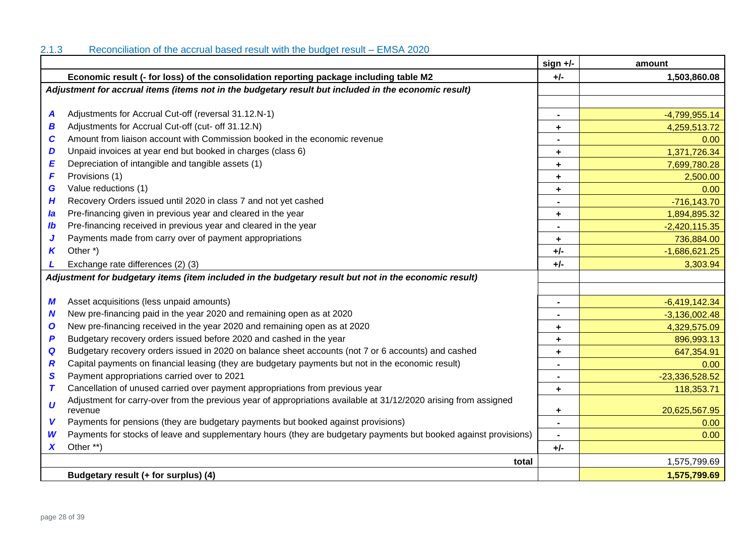### 2.1.3 Reconciliation of the accrual based result with the budget result – EMSA 2020

| | | sign +/- | amount |
|---|---|---|---|
| | **Economic result (- for loss) of the consolidation reporting package including table M2** | **+/-** | **1,503,860.08** |
| ***Adjustment for accrual items (items not in the budgetary result but included in the economic result)*** | | | |
| | | | |
| ***A*** | Adjustments for Accrual Cut-off (reversal 31.12.N-1) | - | -4,799,955.14 |
| ***B*** | Adjustments for Accrual Cut-off (cut- off 31.12.N) | + | 4,259,513.72 |
| ***C*** | Amount from liaison account with Commission booked in the economic revenue | - | 0.00 |
| ***D*** | Unpaid invoices at year end but booked in charges (class 6) | + | 1,371,726.34 |
| ***E*** | Depreciation of intangible and tangible assets (1) | + | 7,699,780.28 |
| ***F*** | Provisions (1) | + | 2,500.00 |
| ***G*** | Value reductions (1) | + | 0.00 |
| ***H*** | Recovery Orders issued until 2020 in class 7 and not yet cashed | - | -716,143.70 |
| ***Ia*** | Pre-financing given in previous year and cleared in the year | + | 1,894,895.32 |
| ***Ib*** | Pre-financing received in previous year and cleared in the year | - | -2,420,115.35 |
| ***J*** | Payments made from carry over of payment appropriations | + | 736,884.00 |
| ***K*** | Other *) | +/- | -1,686,621.25 |
| ***L*** | Exchange rate differences (2) (3) | +/- | 3,303.94 |
| ***Adjustment for budgetary items (item included in the budgetary result but not in the economic result)*** | | | |
| | | | |
| ***M*** | Asset acquisitions (less unpaid amounts) | - | -6,419,142.34 |
| ***N*** | New pre-financing paid in the year 2020 and remaining open as at 2020 | - | -3,136,002.48 |
| ***O*** | New pre-financing received in the year 2020 and remaining open as at 2020 | + | 4,329,575.09 |
| ***P*** | Budgetary recovery orders issued before 2020 and cashed in the year | + | 896,993.13 |
| ***Q*** | Budgetary recovery orders issued in 2020 on balance sheet accounts (not 7 or 6 accounts) and cashed | + | 647,354.91 |
| ***R*** | Capital payments on financial leasing (they are budgetary payments but not in the economic result) | - | 0.00 |
| ***S*** | Payment appropriations carried over to 2021 | - | -23,336,528.52 |
| ***T*** | Cancellation of unused carried over payment appropriations from previous year | + | 118,353.71 |
| ***U*** | Adjustment for carry-over from the previous year of appropriations available at 31/12/2020 arising from assigned revenue | + | 20,625,567.95 |
| ***V*** | Payments for pensions (they are budgetary payments but booked against provisions) | - | 0.00 |
| ***W*** | Payments for stocks of leave and supplementary hours (they are budgetary payments but booked against provisions) | - | 0.00 |
| ***X*** | Other **) | +/- | |
| | **total** | | 1,575,799.69 |
| | **Budgetary result (+ for surplus) (4)** | | **1,575,799.69** |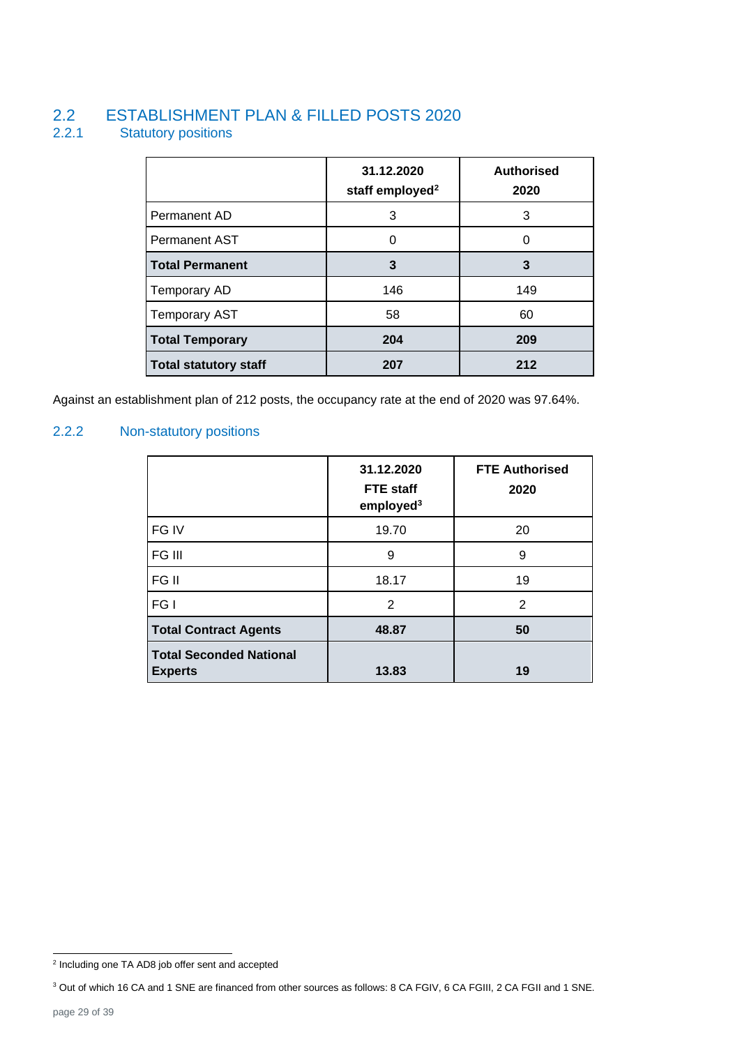## 2.2 ESTABLISHMENT PLAN & FILLED POSTS 2020

### 2.2.1 Statutory positions

| | 31.12.2020 staff employed[2] | Authorised 2020 |
|---|---|---|
| Permanent AD | 3 | 3 |
| Permanent AST | 0 | 0 |
| **Total Permanent** | **3** | **3** |
| Temporary AD | 146 | 149 |
| Temporary AST | 58 | 60 |
| **Total Temporary** | **204** | **209** |
| **Total statutory staff** | **207** | **212** |

Against an establishment plan of 212 posts, the occupancy rate at the end of 2020 was 97.64%.

### 2.2.2 Non-statutory positions

| | 31.12.2020 FTE staff employed[3] | FTE Authorised 2020 |
|---|---|---|
| FG IV | 19.70 | 20 |
| FG III | 9 | 9 |
| FG II | 18.17 | 19 |
| FG I | 2 | 2 |
| **Total Contract Agents** | **48.87** | **50** |
| **Total Seconded National Experts** | **13.83** | **19** |

[2] Including one TA AD8 job offer sent and accepted

[3] Out of which 16 CA and 1 SNE are financed from other sources as follows: 8 CA FGIV, 6 CA FGIII, 2 CA FGII and 1 SNE.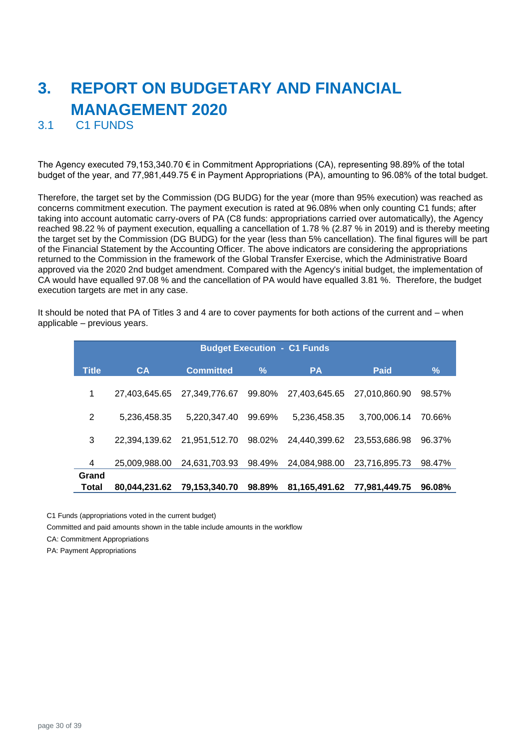# 3. REPORT ON BUDGETARY AND FINANCIAL MANAGEMENT 2020

## 3.1 C1 FUNDS

The Agency executed 79,153,340.70 € in Commitment Appropriations (CA), representing 98.89% of the total budget of the year, and 77,981,449.75 € in Payment Appropriations (PA), amounting to 96.08% of the total budget.

Therefore, the target set by the Commission (DG BUDG) for the year (more than 95% execution) was reached as concerns commitment execution. The payment execution is rated at 96.08% when only counting C1 funds; after taking into account automatic carry-overs of PA (C8 funds: appropriations carried over automatically), the Agency reached 98.22 % of payment execution, equalling a cancellation of 1.78 % (2.87 % in 2019) and is thereby meeting the target set by the Commission (DG BUDG) for the year (less than 5% cancellation). The final figures will be part of the Financial Statement by the Accounting Officer. The above indicators are considering the appropriations returned to the Commission in the framework of the Global Transfer Exercise, which the Administrative Board approved via the 2020 2nd budget amendment. Compared with the Agency's initial budget, the implementation of CA would have equalled 97.08 % and the cancellation of PA would have equalled 3.81 %. Therefore, the budget execution targets are met in any case.

It should be noted that PA of Titles 3 and 4 are to cover payments for both actions of the current and – when applicable – previous years.

| Budget Execution - C1 Funds | | | | | | |
|---|---|---|---|---|---|---|
| **Title** | **CA** | **Committed** | **%** | **PA** | **Paid** | **%** |
| 1 | 27,403,645.65 | 27,349,776.67 | 99.80% | 27,403,645.65 | 27,010,860.90 | 98.57% |
| 2 | 5,236,458.35 | 5,220,347.40 | 99.69% | 5,236,458.35 | 3,700,006.14 | 70.66% |
| 3 | 22,394,139.62 | 21,951,512.70 | 98.02% | 24,440,399.62 | 23,553,686.98 | 96.37% |
| 4 | 25,009,988.00 | 24,631,703.93 | 98.49% | 24,084,988.00 | 23,716,895.73 | 98.47% |
| **Grand Total** | **80,044,231.62** | **79,153,340.70** | **98.89%** | **81,165,491.62** | **77,981,449.75** | **96.08%** |

C1 Funds (appropriations voted in the current budget)

Committed and paid amounts shown in the table include amounts in the workflow

CA: Commitment Appropriations

PA: Payment Appropriations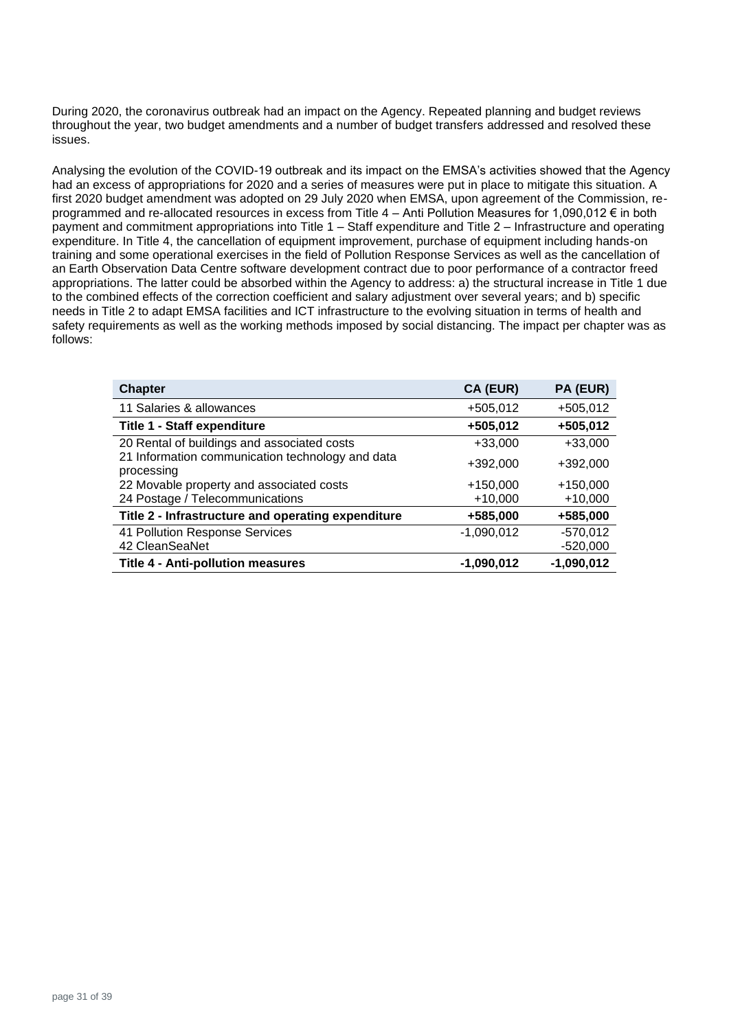During 2020, the coronavirus outbreak had an impact on the Agency. Repeated planning and budget reviews throughout the year, two budget amendments and a number of budget transfers addressed and resolved these issues.

Analysing the evolution of the COVID-19 outbreak and its impact on the EMSA's activities showed that the Agency had an excess of appropriations for 2020 and a series of measures were put in place to mitigate this situation. A first 2020 budget amendment was adopted on 29 July 2020 when EMSA, upon agreement of the Commission, re-programmed and re-allocated resources in excess from Title 4 – Anti Pollution Measures for 1,090,012 € in both payment and commitment appropriations into Title 1 – Staff expenditure and Title 2 – Infrastructure and operating expenditure. In Title 4, the cancellation of equipment improvement, purchase of equipment including hands-on training and some operational exercises in the field of Pollution Response Services as well as the cancellation of an Earth Observation Data Centre software development contract due to poor performance of a contractor freed appropriations. The latter could be absorbed within the Agency to address: a) the structural increase in Title 1 due to the combined effects of the correction coefficient and salary adjustment over several years; and b) specific needs in Title 2 to adapt EMSA facilities and ICT infrastructure to the evolving situation in terms of health and safety requirements as well as the working methods imposed by social distancing. The impact per chapter was as follows:

| Chapter | CA (EUR) | PA (EUR) |
|---|---|---|
| 11 Salaries & allowances | +505,012 | +505,012 |
| **Title 1 - Staff expenditure** | **+505,012** | **+505,012** |
| 20 Rental of buildings and associated costs | +33,000 | +33,000 |
| 21 Information communication technology and data processing | +392,000 | +392,000 |
| 22 Movable property and associated costs | +150,000 | +150,000 |
| 24 Postage / Telecommunications | +10,000 | +10,000 |
| **Title 2 - Infrastructure and operating expenditure** | **+585,000** | **+585,000** |
| 41 Pollution Response Services | -1,090,012 | -570,012 |
| 42 CleanSeaNet | | -520,000 |
| **Title 4 - Anti-pollution measures** | **-1,090,012** | **-1,090,012** |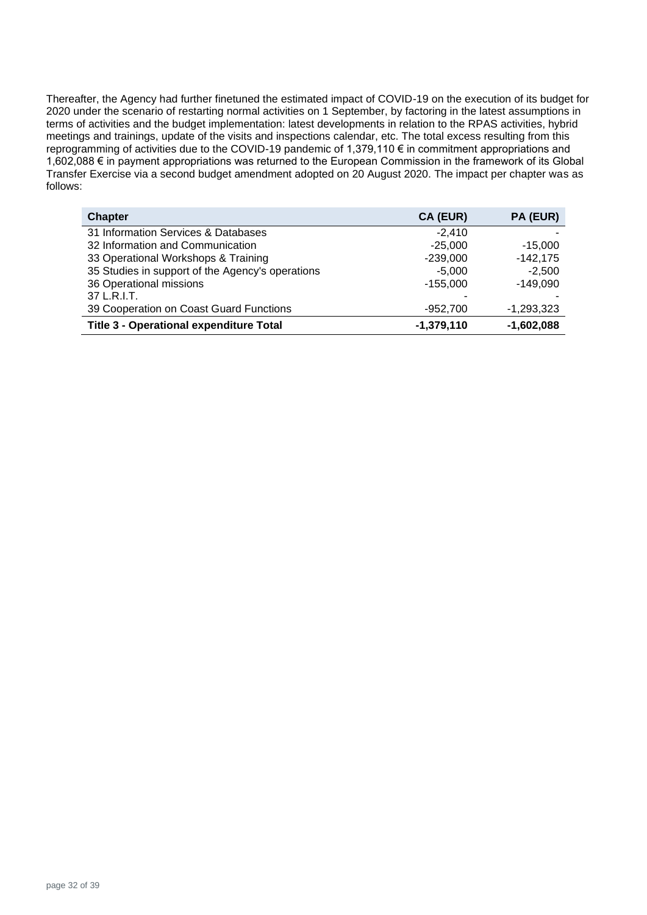Thereafter, the Agency had further finetuned the estimated impact of COVID-19 on the execution of its budget for 2020 under the scenario of restarting normal activities on 1 September, by factoring in the latest assumptions in terms of activities and the budget implementation: latest developments in relation to the RPAS activities, hybrid meetings and trainings, update of the visits and inspections calendar, etc. The total excess resulting from this reprogramming of activities due to the COVID-19 pandemic of 1,379,110 € in commitment appropriations and 1,602,088 € in payment appropriations was returned to the European Commission in the framework of its Global Transfer Exercise via a second budget amendment adopted on 20 August 2020. The impact per chapter was as follows:

| Chapter | CA (EUR) | PA (EUR) |
|---|---:|---:|
| 31 Information Services & Databases | -2,410 | - |
| 32 Information and Communication | -25,000 | -15,000 |
| 33 Operational Workshops & Training | -239,000 | -142,175 |
| 35 Studies in support of the Agency's operations | -5,000 | -2,500 |
| 36 Operational missions | -155,000 | -149,090 |
| 37 L.R.I.T. | - | - |
| 39 Cooperation on Coast Guard Functions | -952,700 | -1,293,323 |
| **Title 3 - Operational expenditure Total** | **-1,379,110** | **-1,602,088** |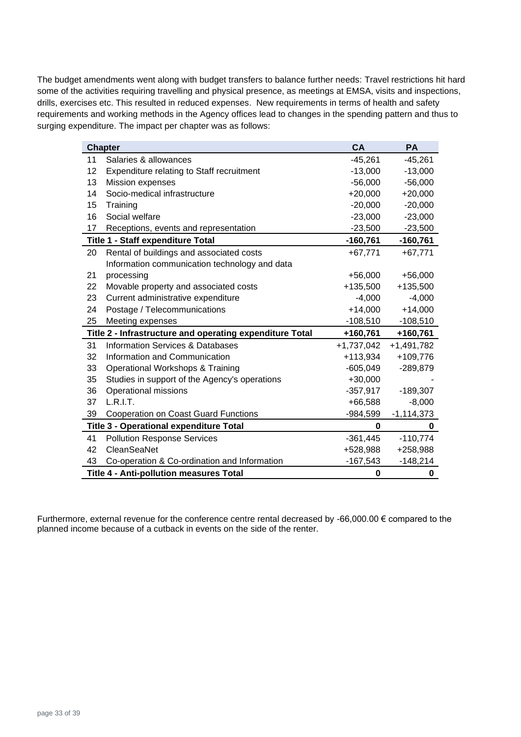The budget amendments went along with budget transfers to balance further needs: Travel restrictions hit hard some of the activities requiring travelling and physical presence, as meetings at EMSA, visits and inspections, drills, exercises etc. This resulted in reduced expenses. New requirements in terms of health and safety requirements and working methods in the Agency offices lead to changes in the spending pattern and thus to surging expenditure. The impact per chapter was as follows:

| Chapter | | CA | PA |
|---|---|---|---|
| 11 | Salaries & allowances | -45,261 | -45,261 |
| 12 | Expenditure relating to Staff recruitment | -13,000 | -13,000 |
| 13 | Mission expenses | -56,000 | -56,000 |
| 14 | Socio-medical infrastructure | +20,000 | +20,000 |
| 15 | Training | -20,000 | -20,000 |
| 16 | Social welfare | -23,000 | -23,000 |
| 17 | Receptions, events and representation | -23,500 | -23,500 |
| **Title 1 - Staff expenditure Total** | | **-160,761** | **-160,761** |
| 20 | Rental of buildings and associated costs | +67,771 | +67,771 |
| 21 | Information communication technology and data processing | +56,000 | +56,000 |
| 22 | Movable property and associated costs | +135,500 | +135,500 |
| 23 | Current administrative expenditure | -4,000 | -4,000 |
| 24 | Postage / Telecommunications | +14,000 | +14,000 |
| 25 | Meeting expenses | -108,510 | -108,510 |
| **Title 2 - Infrastructure and operating expenditure Total** | | **+160,761** | **+160,761** |
| 31 | Information Services & Databases | +1,737,042 | +1,491,782 |
| 32 | Information and Communication | +113,934 | +109,776 |
| 33 | Operational Workshops & Training | -605,049 | -289,879 |
| 35 | Studies in support of the Agency's operations | +30,000 | - |
| 36 | Operational missions | -357,917 | -189,307 |
| 37 | L.R.I.T. | +66,588 | -8,000 |
| 39 | Cooperation on Coast Guard Functions | -984,599 | -1,114,373 |
| **Title 3 - Operational expenditure Total** | | **0** | **0** |
| 41 | Pollution Response Services | -361,445 | -110,774 |
| 42 | CleanSeaNet | +528,988 | +258,988 |
| 43 | Co-operation & Co-ordination and Information | -167,543 | -148,214 |
| **Title 4 - Anti-pollution measures Total** | | **0** | **0** |

Furthermore, external revenue for the conference centre rental decreased by -66,000.00 € compared to the planned income because of a cutback in events on the side of the renter.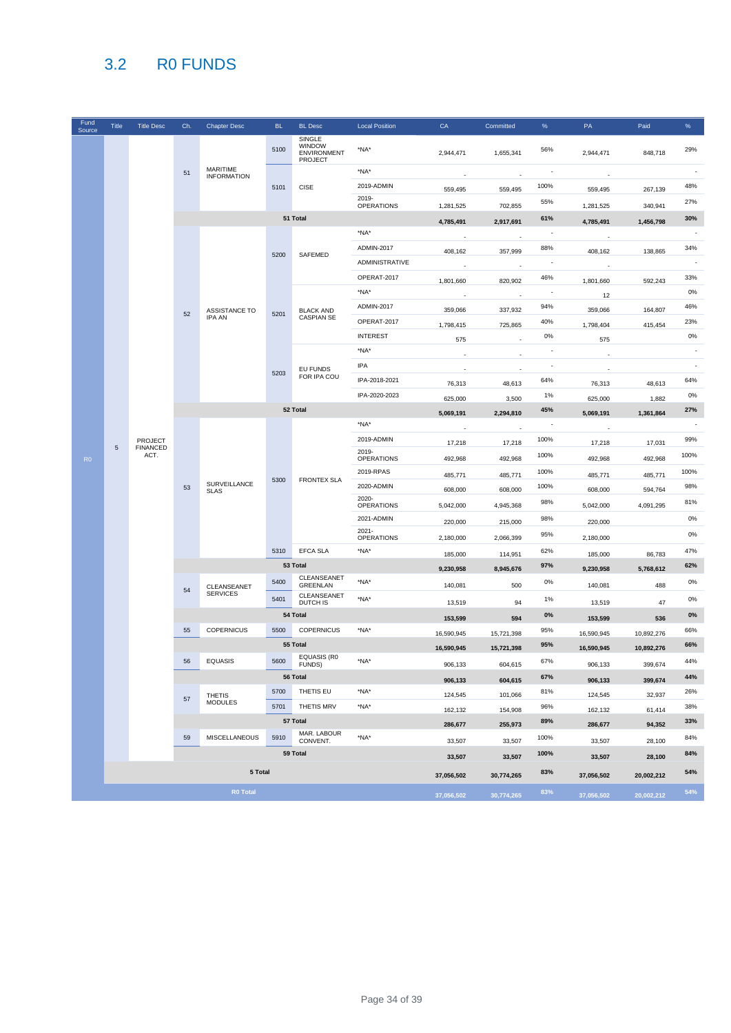## 3.2 R0 FUNDS

| Fund Source | Title | Title Desc | Ch. | Chapter Desc | BL | BL Desc | Local Position | CA | Committed | % | PA | Paid | % |
|---|---|---|---|---|---|---|---|---|---|---|---|---|---|
| R0 | 5 | PROJECT FINANCED ACT. | 51 | MARITIME INFORMATION | 5100 | SINGLE WINDOW ENVIRONMENT PROJECT | *NA* | 2,944,471 | 1,655,341 | 56% | 2,944,471 | 848,718 | 29% |
| | | | | | 5101 | CISE | *NA* | - | - | - | - | | - |
| | | | | | | | 2019-ADMIN | 559,495 | 559,495 | 100% | 559,495 | 267,139 | 48% |
| | | | | | | | 2019-OPERATIONS | 1,281,525 | 702,855 | 55% | 1,281,525 | 340,941 | 27% |
| | | | | | **51 Total** | | | **4,785,491** | **2,917,691** | **61%** | **4,785,491** | **1,456,798** | **30%** |
| | | | 52 | ASSISTANCE TO IPA AN | 5200 | SAFEMED | *NA* | - | - | - | - | | - |
| | | | | | | | ADMIN-2017 | 408,162 | 357,999 | 88% | 408,162 | 138,865 | 34% |
| | | | | | | | ADMINISTRATIVE | - | - | - | - | | - |
| | | | | | | | OPERAT-2017 | 1,801,660 | 820,902 | 46% | 1,801,660 | 592,243 | 33% |
| | | | | | 5201 | BLACK AND CASPIAN SE | *NA* | - | - | - | 12 | | 0% |
| | | | | | | | ADMIN-2017 | 359,066 | 337,932 | 94% | 359,066 | 164,807 | 46% |
| | | | | | | | OPERAT-2017 | 1,798,415 | 725,865 | 40% | 1,798,404 | 415,454 | 23% |
| | | | | | | | INTEREST | 575 | - | 0% | 575 | | 0% |
| | | | | | 5203 | EU FUNDS FOR IPA COU | *NA* | - | - | - | - | | - |
| | | | | | | | IPA | - | - | - | - | | - |
| | | | | | | | IPA-2018-2021 | 76,313 | 48,613 | 64% | 76,313 | 48,613 | 64% |
| | | | | | | | IPA-2020-2023 | 625,000 | 3,500 | 1% | 625,000 | 1,882 | 0% |
| | | | | | **52 Total** | | | **5,069,191** | **2,294,810** | **45%** | **5,069,191** | **1,361,864** | **27%** |
| | | | 53 | SURVEILLANCE SLAS | 5300 | FRONTEX SLA | *NA* | - | - | - | - | | - |
| | | | | | | | 2019-ADMIN | 17,218 | 17,218 | 100% | 17,218 | 17,031 | 99% |
| | | | | | | | 2019-OPERATIONS | 492,968 | 492,968 | 100% | 492,968 | 492,968 | 100% |
| | | | | | | | 2019-RPAS | 485,771 | 485,771 | 100% | 485,771 | 485,771 | 100% |
| | | | | | | | 2020-ADMIN | 608,000 | 608,000 | 100% | 608,000 | 594,764 | 98% |
| | | | | | | | 2020-OPERATIONS | 5,042,000 | 4,945,368 | 98% | 5,042,000 | 4,091,295 | 81% |
| | | | | | | | 2021-ADMIN | 220,000 | 215,000 | 98% | 220,000 | | 0% |
| | | | | | | | 2021-OPERATIONS | 2,180,000 | 2,066,399 | 95% | 2,180,000 | | 0% |
| | | | | | 5310 | EFCA SLA | *NA* | 185,000 | 114,951 | 62% | 185,000 | 86,783 | 47% |
| | | | | | **53 Total** | | | **9,230,958** | **8,945,676** | **97%** | **9,230,958** | **5,768,612** | **62%** |
| | | | 54 | CLEANSEANET SERVICES | 5400 | CLEANSEANET GREENLAN | *NA* | 140,081 | 500 | 0% | 140,081 | 488 | 0% |
| | | | | | 5401 | CLEANSEANET DUTCH IS | *NA* | 13,519 | 94 | 1% | 13,519 | 47 | 0% |
| | | | | | **54 Total** | | | **153,599** | **594** | **0%** | **153,599** | **536** | **0%** |
| | | | 55 | COPERNICUS | 5500 | COPERNICUS | *NA* | 16,590,945 | 15,721,398 | 95% | 16,590,945 | 10,892,276 | 66% |
| | | | | | **55 Total** | | | **16,590,945** | **15,721,398** | **95%** | **16,590,945** | **10,892,276** | **66%** |
| | | | 56 | EQUASIS | 5600 | EQUASIS (R0 FUNDS) | *NA* | 906,133 | 604,615 | 67% | 906,133 | 399,674 | 44% |
| | | | | | **56 Total** | | | **906,133** | **604,615** | **67%** | **906,133** | **399,674** | **44%** |
| | | | 57 | THETIS MODULES | 5700 | THETIS EU | *NA* | 124,545 | 101,066 | 81% | 124,545 | 32,937 | 26% |
| | | | | | 5701 | THETIS MRV | *NA* | 162,132 | 154,908 | 96% | 162,132 | 61,414 | 38% |
| | | | | | **57 Total** | | | **286,677** | **255,973** | **89%** | **286,677** | **94,352** | **33%** |
| | | | 59 | MISCELLANEOUS | 5910 | MAR. LABOUR CONVENT. | *NA* | 33,507 | 33,507 | 100% | 33,507 | 28,100 | 84% |
| | | | | | **59 Total** | | | **33,507** | **33,507** | **100%** | **33,507** | **28,100** | **84%** |
| | **5 Total** | | | | | | | **37,056,502** | **30,774,265** | **83%** | **37,056,502** | **20,002,212** | **54%** |
| **R0 Total** | | | | | | | | **37,056,502** | **30,774,265** | **83%** | **37,056,502** | **20,002,212** | **54%** |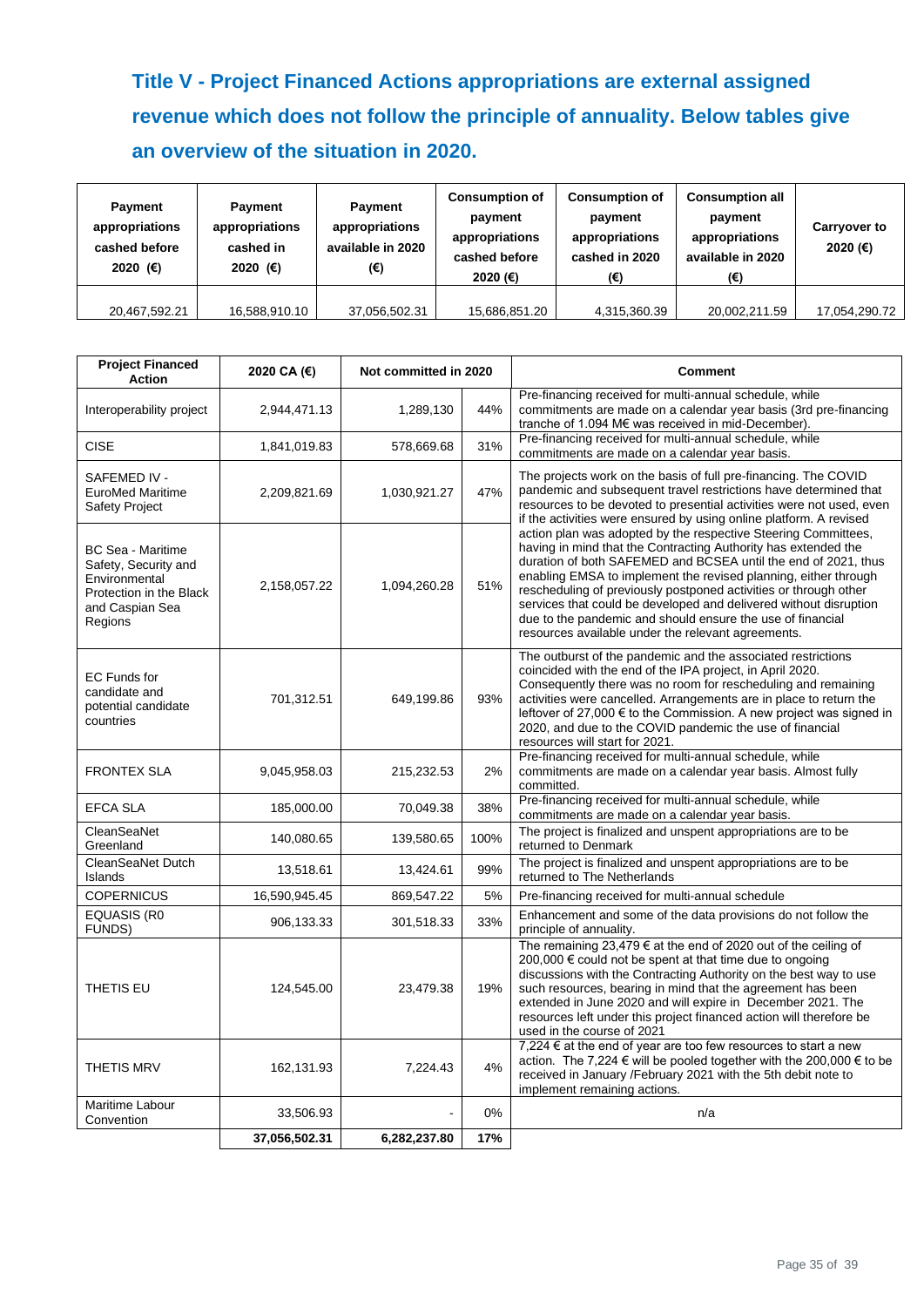### Title V - Project Financed Actions appropriations are external assigned revenue which does not follow the principle of annuality. Below tables give an overview of the situation in 2020.

| Payment appropriations cashed before 2020 (€) | Payment appropriations cashed in 2020 (€) | Payment appropriations available in 2020 (€) | Consumption of payment appropriations cashed before 2020 (€) | Consumption of payment appropriations cashed in 2020 (€) | Consumption all payment appropriations available in 2020 (€) | Carryover to 2020 (€) |
|---|---|---|---|---|---|---|
| 20,467,592.21 | 16,588,910.10 | 37,056,502.31 | 15,686,851.20 | 4,315,360.39 | 20,002,211.59 | 17,054,290.72 |

| Project Financed Action | 2020 CA (€) | Not committed in 2020 | | Comment |
|---|---|---|---|---|
| Interoperability project | 2,944,471.13 | 1,289,130 | 44% | Pre-financing received for multi-annual schedule, while commitments are made on a calendar year basis (3rd pre-financing tranche of 1.094 M€ was received in mid-December). |
| CISE | 1,841,019.83 | 578,669.68 | 31% | Pre-financing received for multi-annual schedule, while commitments are made on a calendar year basis. |
| SAFEMED IV - EuroMed Maritime Safety Project | 2,209,821.69 | 1,030,921.27 | 47% | The projects work on the basis of full pre-financing. The COVID pandemic and subsequent travel restrictions have determined that resources to be devoted to presential activities were not used, even if the activities were ensured by using online platform. A revised action plan was adopted by the respective Steering Committees, having in mind that the Contracting Authority has extended the duration of both SAFEMED and BCSEA until the end of 2021, thus enabling EMSA to implement the revised planning, either through rescheduling of previously postponed activities or through other services that could be developed and delivered without disruption due to the pandemic and should ensure the use of financial resources available under the relevant agreements. |
| BC Sea - Maritime Safety, Security and Environmental Protection in the Black and Caspian Sea Regions | 2,158,057.22 | 1,094,260.28 | 51% | |
| EC Funds for candidate and potential candidate countries | 701,312.51 | 649,199.86 | 93% | The outburst of the pandemic and the associated restrictions coincided with the end of the IPA project, in April 2020. Consequently there was no room for rescheduling and remaining activities were cancelled. Arrangements are in place to return the leftover of 27,000 € to the Commission. A new project was signed in 2020, and due to the COVID pandemic the use of financial resources will start for 2021. |
| FRONTEX SLA | 9,045,958.03 | 215,232.53 | 2% | Pre-financing received for multi-annual schedule, while commitments are made on a calendar year basis. Almost fully committed. |
| EFCA SLA | 185,000.00 | 70,049.38 | 38% | Pre-financing received for multi-annual schedule, while commitments are made on a calendar year basis. |
| CleanSeaNet Greenland | 140,080.65 | 139,580.65 | 100% | The project is finalized and unspent appropriations are to be returned to Denmark |
| CleanSeaNet Dutch Islands | 13,518.61 | 13,424.61 | 99% | The project is finalized and unspent appropriations are to be returned to The Netherlands |
| COPERNICUS | 16,590,945.45 | 869,547.22 | 5% | Pre-financing received for multi-annual schedule |
| EQUASIS (R0 FUNDS) | 906,133.33 | 301,518.33 | 33% | Enhancement and some of the data provisions do not follow the principle of annuality. |
| THETIS EU | 124,545.00 | 23,479.38 | 19% | The remaining 23,479 € at the end of 2020 out of the ceiling of 200,000 € could not be spent at that time due to ongoing discussions with the Contracting Authority on the best way to use such resources, bearing in mind that the agreement has been extended in June 2020 and will expire in December 2021. The resources left under this project financed action will therefore be used in the course of 2021 |
| THETIS MRV | 162,131.93 | 7,224.43 | 4% | 7,224 € at the end of year are too few resources to start a new action. The 7,224 € will be pooled together with the 200,000 € to be received in January /February 2021 with the 5th debit note to implement remaining actions. |
| Maritime Labour Convention | 33,506.93 | - | 0% | n/a |
| | **37,056,502.31** | **6,282,237.80** | **17%** | |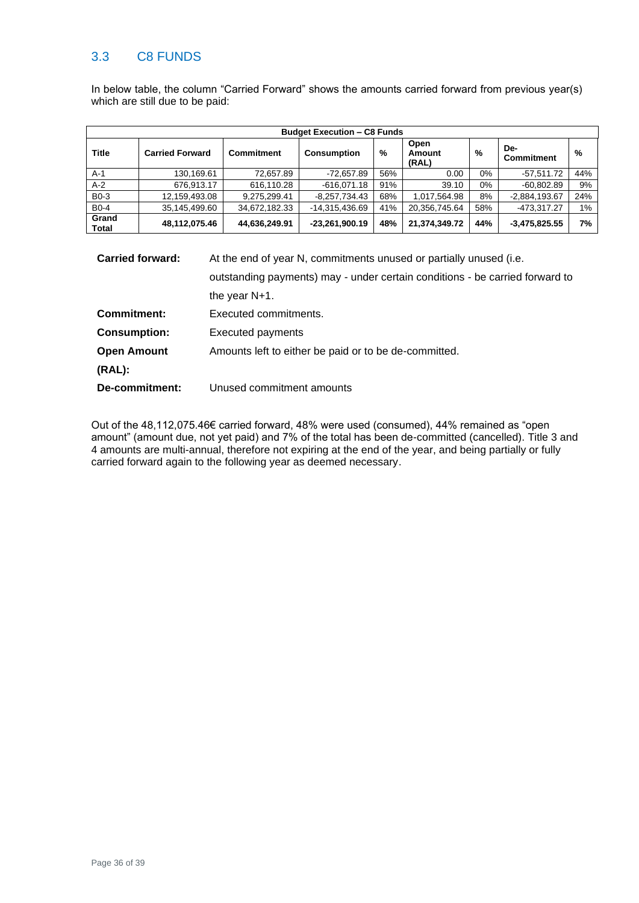## 3.3 C8 FUNDS

In below table, the column “Carried Forward” shows the amounts carried forward from previous year(s) which are still due to be paid:

| Budget Execution – C8 Funds | | | | | | | | |
|---|---|---|---|---|---|---|---|---|
| **Title** | **Carried Forward** | **Commitment** | **Consumption** | **%** | **Open Amount (RAL)** | **%** | **De-Commitment** | **%** |
| A-1 | 130,169.61 | 72,657.89 | -72,657.89 | 56% | 0.00 | 0% | -57,511.72 | 44% |
| A-2 | 676,913.17 | 616,110.28 | -616,071.18 | 91% | 39.10 | 0% | -60,802.89 | 9% |
| B0-3 | 12,159,493.08 | 9,275,299.41 | -8,257,734.43 | 68% | 1,017,564.98 | 8% | -2,884,193.67 | 24% |
| B0-4 | 35,145,499.60 | 34,672,182.33 | -14,315,436.69 | 41% | 20,356,745.64 | 58% | -473,317.27 | 1% |
| **Grand Total** | **48,112,075.46** | **44,636,249.91** | **-23,261,900.19** | **48%** | **21,374,349.72** | **44%** | **-3,475,825.55** | **7%** |

**Carried forward:** At the end of year N, commitments unused or partially unused (i.e. outstanding payments) may - under certain conditions - be carried forward to the year N+1.

**Commitment:** Executed commitments.

**Consumption:** Executed payments

**Open Amount (RAL):** Amounts left to either be paid or to be de-committed.

**De-commitment:** Unused commitment amounts

Out of the 48,112,075.46€ carried forward, 48% were used (consumed), 44% remained as “open amount” (amount due, not yet paid) and 7% of the total has been de-committed (cancelled). Title 3 and 4 amounts are multi-annual, therefore not expiring at the end of the year, and being partially or fully carried forward again to the following year as deemed necessary.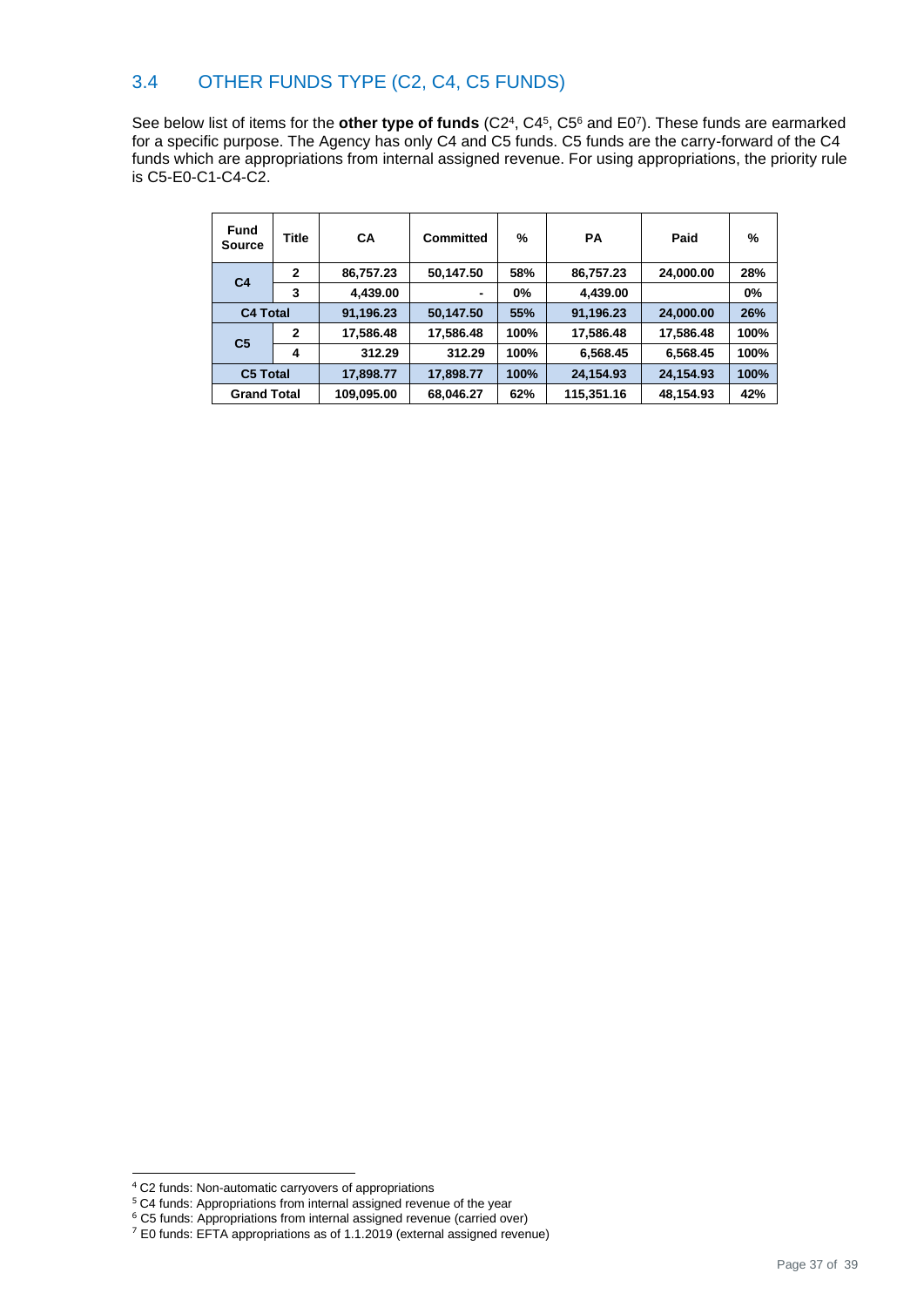## 3.4 OTHER FUNDS TYPE (C2, C4, C5 FUNDS)

See below list of items for the **other type of funds** (C2[4], C4[5], C5[6] and E0[7]). These funds are earmarked for a specific purpose. The Agency has only C4 and C5 funds. C5 funds are the carry-forward of the C4 funds which are appropriations from internal assigned revenue. For using appropriations, the priority rule is C5-E0-C1-C4-C2.

| Fund Source | Title | CA | Committed | % | PA | Paid | % |
|---|---|---|---|---|---|---|---|
| C4 | 2 | 86,757.23 | 50,147.50 | 58% | 86,757.23 | 24,000.00 | 28% |
| | 3 | 4,439.00 | - | 0% | 4,439.00 | | 0% |
| **C4 Total** | | **91,196.23** | **50,147.50** | **55%** | **91,196.23** | **24,000.00** | **26%** |
| C5 | 2 | 17,586.48 | 17,586.48 | 100% | 17,586.48 | 17,586.48 | 100% |
| | 4 | 312.29 | 312.29 | 100% | 6,568.45 | 6,568.45 | 100% |
| **C5 Total** | | **17,898.77** | **17,898.77** | **100%** | **24,154.93** | **24,154.93** | **100%** |
| **Grand Total** | | **109,095.00** | **68,046.27** | **62%** | **115,351.16** | **48,154.93** | **42%** |

[4] C2 funds: Non-automatic carryovers of appropriations
[5] C4 funds: Appropriations from internal assigned revenue of the year
[6] C5 funds: Appropriations from internal assigned revenue (carried over)
[7] E0 funds: EFTA appropriations as of 1.1.2019 (external assigned revenue)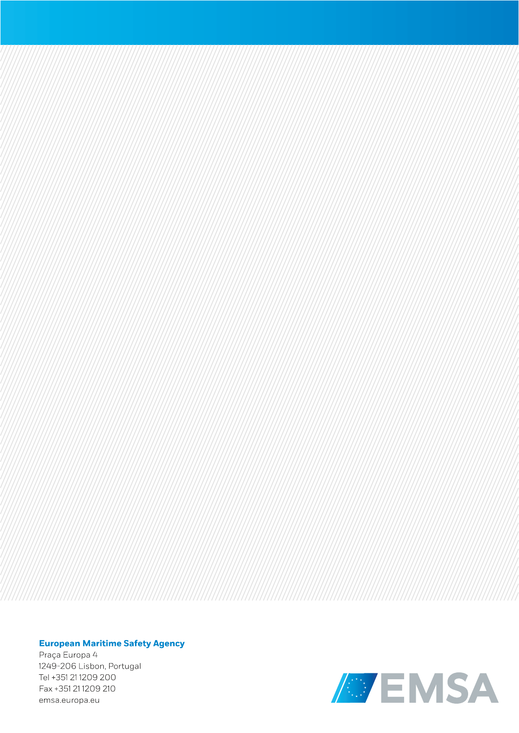**European Maritime Safety Agency**

Praça Europa 4
1249-206 Lisbon, Portugal
Tel +351 21 1209 200
Fax +351 21 1209 210
emsa.europa.eu

EMSA